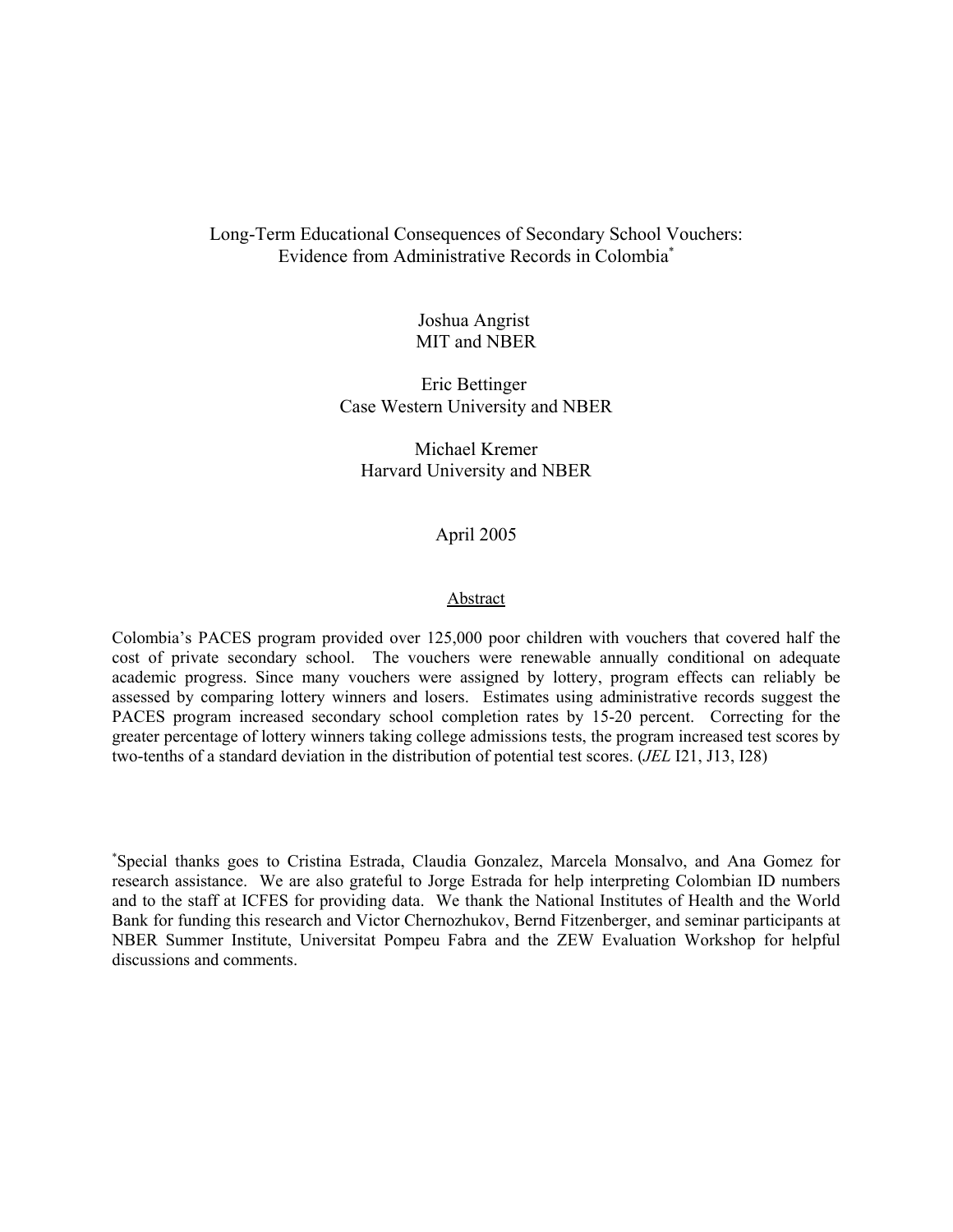# Long-Term Educational Consequences of Secondary School Vouchers: Evidence from Administrative Records in Colombia[*]

Joshua Angrist  
MIT and NBER

Eric Bettinger  
Case Western University and NBER

Michael Kremer  
Harvard University and NBER

April 2005

## Abstract

Colombia's PACES program provided over 125,000 poor children with vouchers that covered half the cost of private secondary school. The vouchers were renewable annually conditional on adequate academic progress. Since many vouchers were assigned by lottery, program effects can reliably be assessed by comparing lottery winners and losers. Estimates using administrative records suggest the PACES program increased secondary school completion rates by 15-20 percent. Correcting for the greater percentage of lottery winners taking college admissions tests, the program increased test scores by two-tenths of a standard deviation in the distribution of potential test scores. (*JEL* I21, J13, I28)

[*] Special thanks goes to Cristina Estrada, Claudia Gonzalez, Marcela Monsalvo, and Ana Gomez for research assistance. We are also grateful to Jorge Estrada for help interpreting Colombian ID numbers and to the staff at ICFES for providing data. We thank the National Institutes of Health and the World Bank for funding this research and Victor Chernozhukov, Bernd Fitzenberger, and seminar participants at NBER Summer Institute, Universitat Pompeu Fabra and the ZEW Evaluation Workshop for helpful discussions and comments.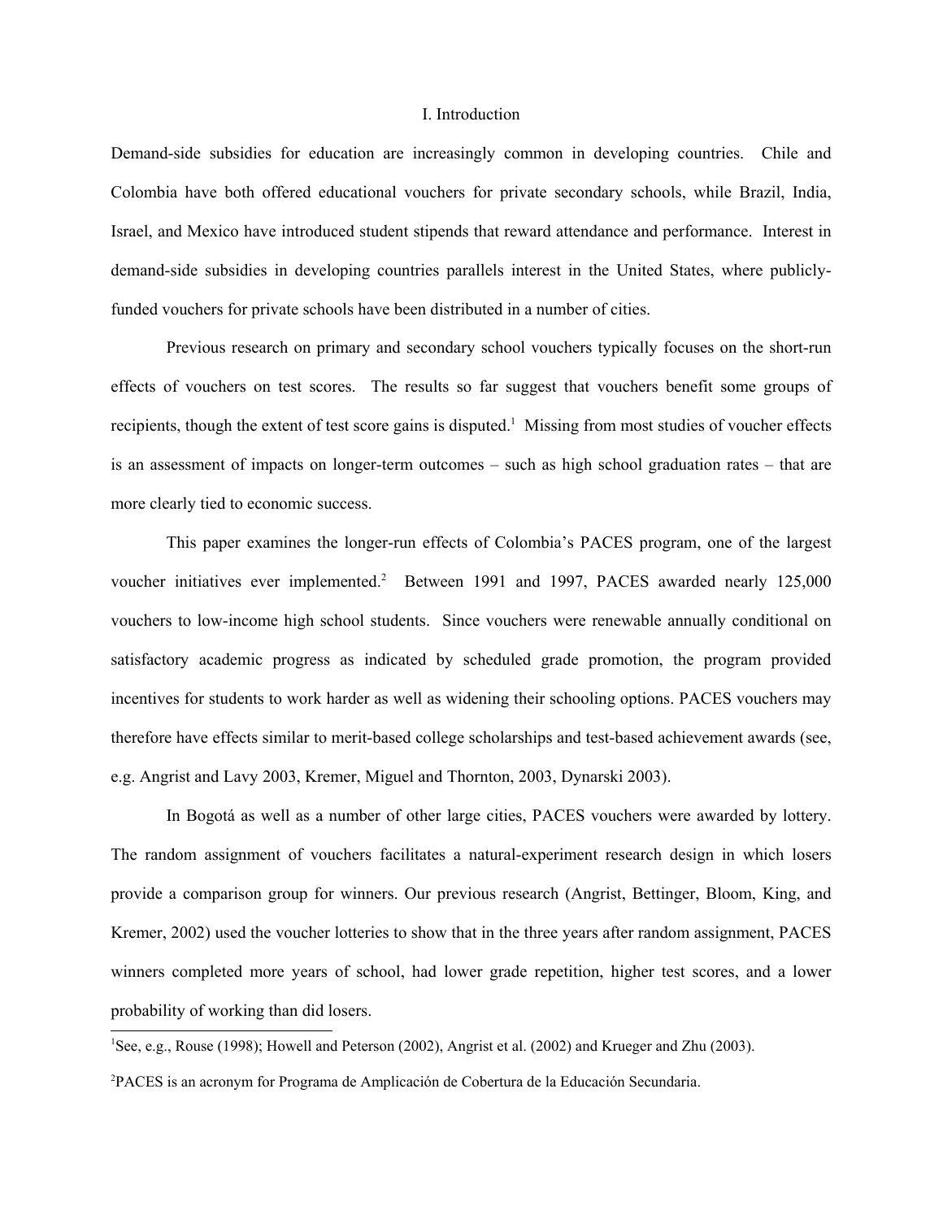# I. Introduction

Demand-side subsidies for education are increasingly common in developing countries. Chile and Colombia have both offered educational vouchers for private secondary schools, while Brazil, India, Israel, and Mexico have introduced student stipends that reward attendance and performance. Interest in demand-side subsidies in developing countries parallels interest in the United States, where publicly-funded vouchers for private schools have been distributed in a number of cities.

Previous research on primary and secondary school vouchers typically focuses on the short-run effects of vouchers on test scores. The results so far suggest that vouchers benefit some groups of recipients, though the extent of test score gains is disputed.[1] Missing from most studies of voucher effects is an assessment of impacts on longer-term outcomes – such as high school graduation rates – that are more clearly tied to economic success.

This paper examines the longer-run effects of Colombia's PACES program, one of the largest voucher initiatives ever implemented.[2] Between 1991 and 1997, PACES awarded nearly 125,000 vouchers to low-income high school students. Since vouchers were renewable annually conditional on satisfactory academic progress as indicated by scheduled grade promotion, the program provided incentives for students to work harder as well as widening their schooling options. PACES vouchers may therefore have effects similar to merit-based college scholarships and test-based achievement awards (see, e.g. Angrist and Lavy 2003, Kremer, Miguel and Thornton, 2003, Dynarski 2003).

In Bogotá as well as a number of other large cities, PACES vouchers were awarded by lottery. The random assignment of vouchers facilitates a natural-experiment research design in which losers provide a comparison group for winners. Our previous research (Angrist, Bettinger, Bloom, King, and Kremer, 2002) used the voucher lotteries to show that in the three years after random assignment, PACES winners completed more years of school, had lower grade repetition, higher test scores, and a lower probability of working than did losers.

---

[1] See, e.g., Rouse (1998); Howell and Peterson (2002), Angrist et al. (2002) and Krueger and Zhu (2003).

[2] PACES is an acronym for Programa de Amplicación de Cobertura de la Educación Secundaria.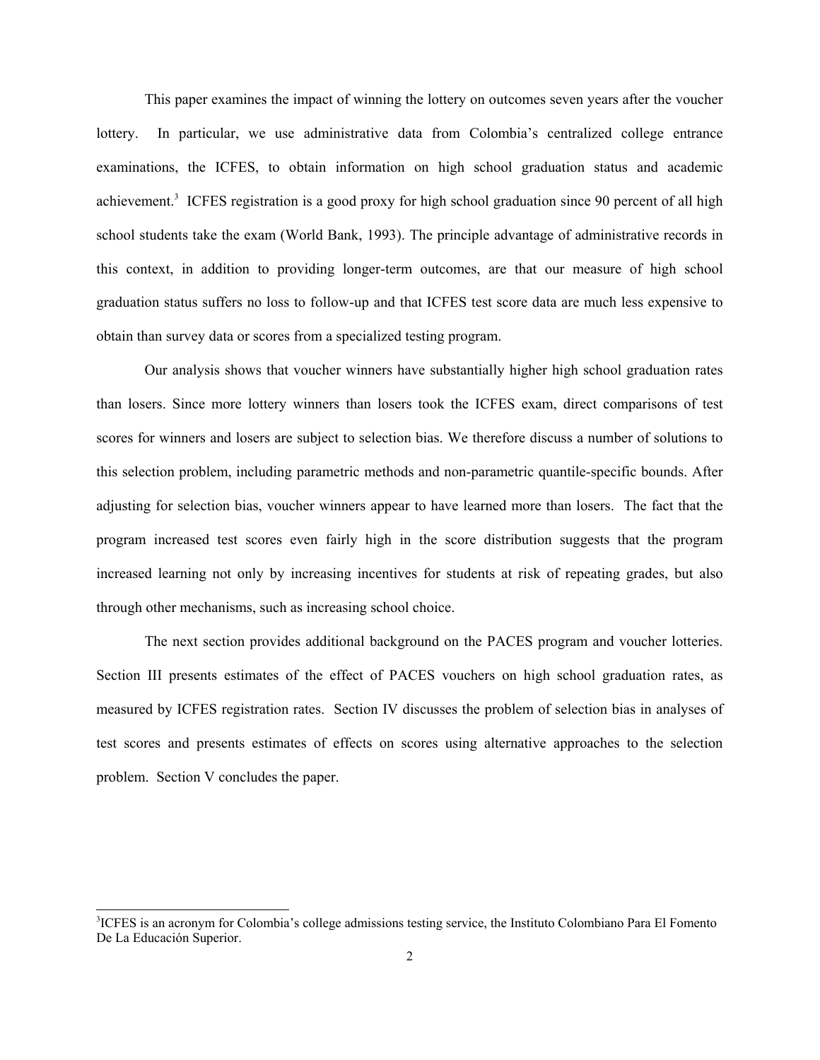This paper examines the impact of winning the lottery on outcomes seven years after the voucher lottery. In particular, we use administrative data from Colombia's centralized college entrance examinations, the ICFES, to obtain information on high school graduation status and academic achievement.[3] ICFES registration is a good proxy for high school graduation since 90 percent of all high school students take the exam (World Bank, 1993). The principle advantage of administrative records in this context, in addition to providing longer-term outcomes, are that our measure of high school graduation status suffers no loss to follow-up and that ICFES test score data are much less expensive to obtain than survey data or scores from a specialized testing program.

Our analysis shows that voucher winners have substantially higher high school graduation rates than losers. Since more lottery winners than losers took the ICFES exam, direct comparisons of test scores for winners and losers are subject to selection bias. We therefore discuss a number of solutions to this selection problem, including parametric methods and non-parametric quantile-specific bounds. After adjusting for selection bias, voucher winners appear to have learned more than losers. The fact that the program increased test scores even fairly high in the score distribution suggests that the program increased learning not only by increasing incentives for students at risk of repeating grades, but also through other mechanisms, such as increasing school choice.

The next section provides additional background on the PACES program and voucher lotteries. Section III presents estimates of the effect of PACES vouchers on high school graduation rates, as measured by ICFES registration rates. Section IV discusses the problem of selection bias in analyses of test scores and presents estimates of effects on scores using alternative approaches to the selection problem. Section V concludes the paper.

---

[3] ICFES is an acronym for Colombia's college admissions testing service, the Instituto Colombiano Para El Fomento De La Educación Superior.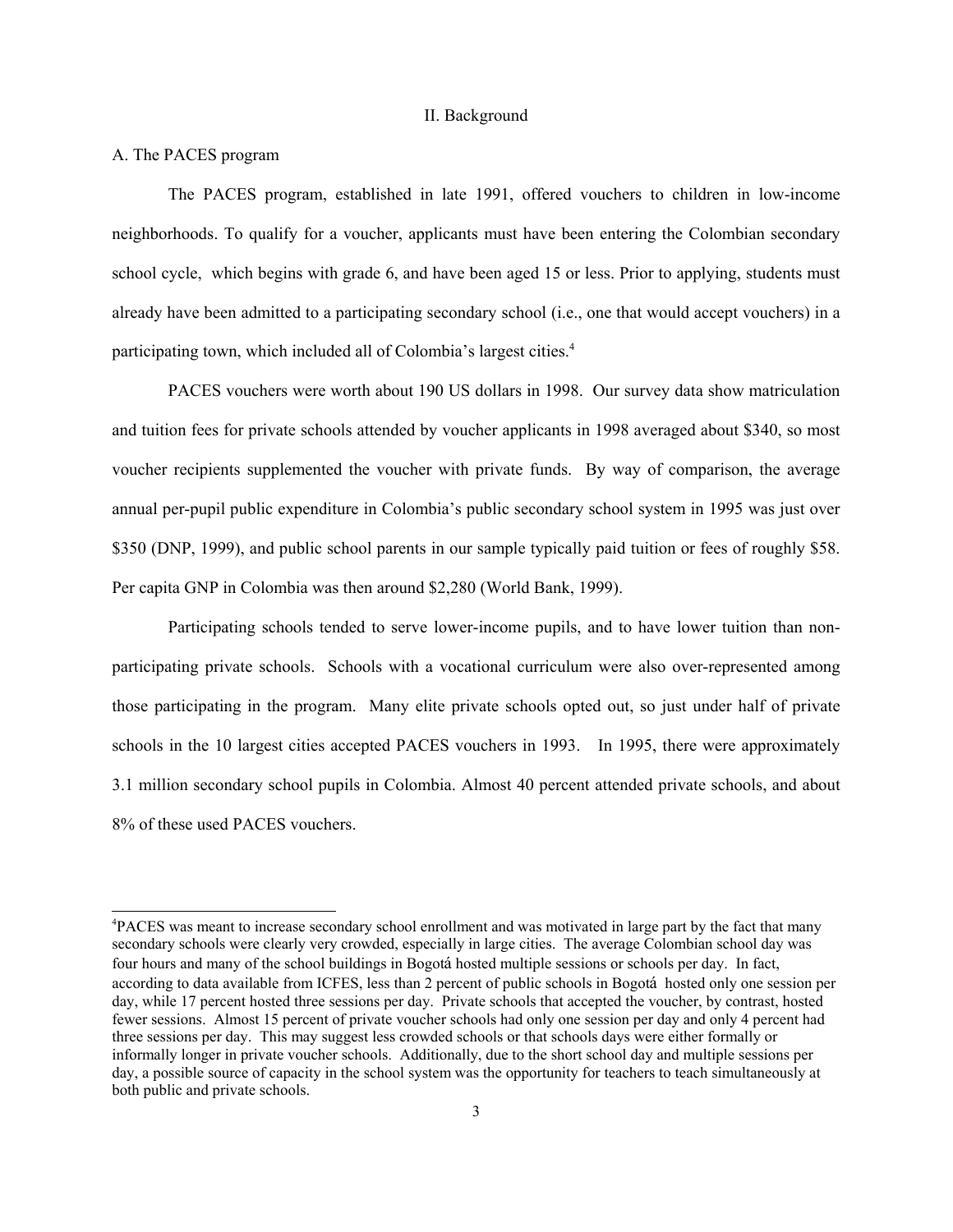## II. Background

### A. The PACES program

The PACES program, established in late 1991, offered vouchers to children in low-income neighborhoods. To qualify for a voucher, applicants must have been entering the Colombian secondary school cycle, which begins with grade 6, and have been aged 15 or less. Prior to applying, students must already have been admitted to a participating secondary school (i.e., one that would accept vouchers) in a participating town, which included all of Colombia's largest cities.[4]

PACES vouchers were worth about 190 US dollars in 1998. Our survey data show matriculation and tuition fees for private schools attended by voucher applicants in 1998 averaged about $340, so most voucher recipients supplemented the voucher with private funds. By way of comparison, the average annual per-pupil public expenditure in Colombia's public secondary school system in 1995 was just over $350 (DNP, 1999), and public school parents in our sample typically paid tuition or fees of roughly $58. Per capita GNP in Colombia was then around $2,280 (World Bank, 1999).

Participating schools tended to serve lower-income pupils, and to have lower tuition than non-participating private schools. Schools with a vocational curriculum were also over-represented among those participating in the program. Many elite private schools opted out, so just under half of private schools in the 10 largest cities accepted PACES vouchers in 1993. In 1995, there were approximately 3.1 million secondary school pupils in Colombia. Almost 40 percent attended private schools, and about 8% of these used PACES vouchers.

---

[4]PACES was meant to increase secondary school enrollment and was motivated in large part by the fact that many secondary schools were clearly very crowded, especially in large cities. The average Colombian school day was four hours and many of the school buildings in Bogotá hosted multiple sessions or schools per day. In fact, according to data available from ICFES, less than 2 percent of public schools in Bogotá hosted only one session per day, while 17 percent hosted three sessions per day. Private schools that accepted the voucher, by contrast, hosted fewer sessions. Almost 15 percent of private voucher schools had only one session per day and only 4 percent had three sessions per day. This may suggest less crowded schools or that schools days were either formally or informally longer in private voucher schools. Additionally, due to the short school day and multiple sessions per day, a possible source of capacity in the school system was the opportunity for teachers to teach simultaneously at both public and private schools.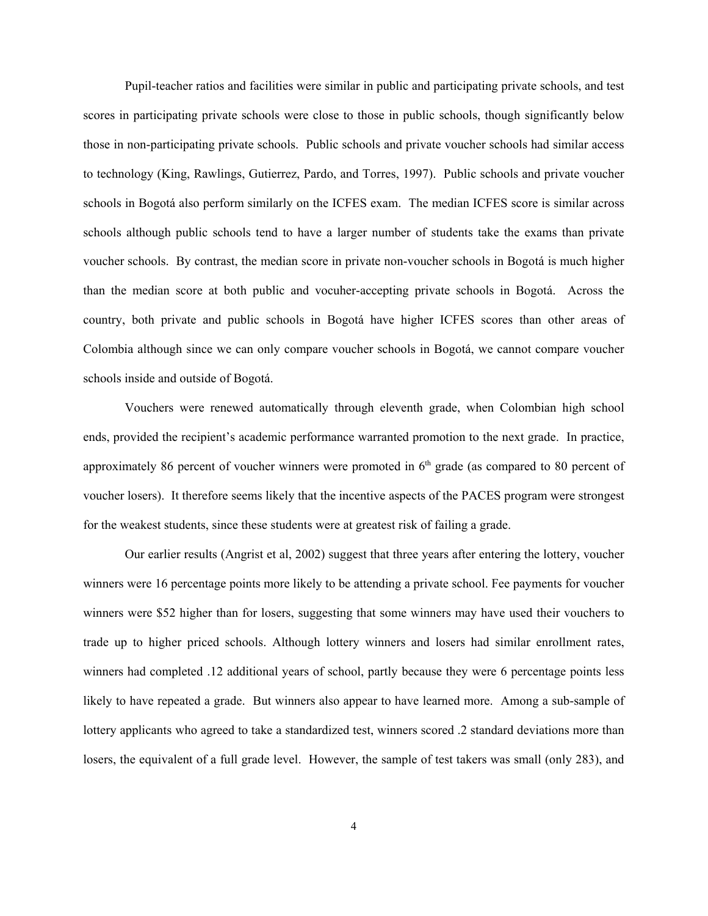Pupil-teacher ratios and facilities were similar in public and participating private schools, and test scores in participating private schools were close to those in public schools, though significantly below those in non-participating private schools. Public schools and private voucher schools had similar access to technology (King, Rawlings, Gutierrez, Pardo, and Torres, 1997). Public schools and private voucher schools in Bogotá also perform similarly on the ICFES exam. The median ICFES score is similar across schools although public schools tend to have a larger number of students take the exams than private voucher schools. By contrast, the median score in private non-voucher schools in Bogotá is much higher than the median score at both public and vocuher-accepting private schools in Bogotá. Across the country, both private and public schools in Bogotá have higher ICFES scores than other areas of Colombia although since we can only compare voucher schools in Bogotá, we cannot compare voucher schools inside and outside of Bogotá.

Vouchers were renewed automatically through eleventh grade, when Colombian high school ends, provided the recipient's academic performance warranted promotion to the next grade. In practice, approximately 86 percent of voucher winners were promoted in 6th grade (as compared to 80 percent of voucher losers). It therefore seems likely that the incentive aspects of the PACES program were strongest for the weakest students, since these students were at greatest risk of failing a grade.

Our earlier results (Angrist et al, 2002) suggest that three years after entering the lottery, voucher winners were 16 percentage points more likely to be attending a private school. Fee payments for voucher winners were $52 higher than for losers, suggesting that some winners may have used their vouchers to trade up to higher priced schools. Although lottery winners and losers had similar enrollment rates, winners had completed .12 additional years of school, partly because they were 6 percentage points less likely to have repeated a grade. But winners also appear to have learned more. Among a sub-sample of lottery applicants who agreed to take a standardized test, winners scored .2 standard deviations more than losers, the equivalent of a full grade level. However, the sample of test takers was small (only 283), and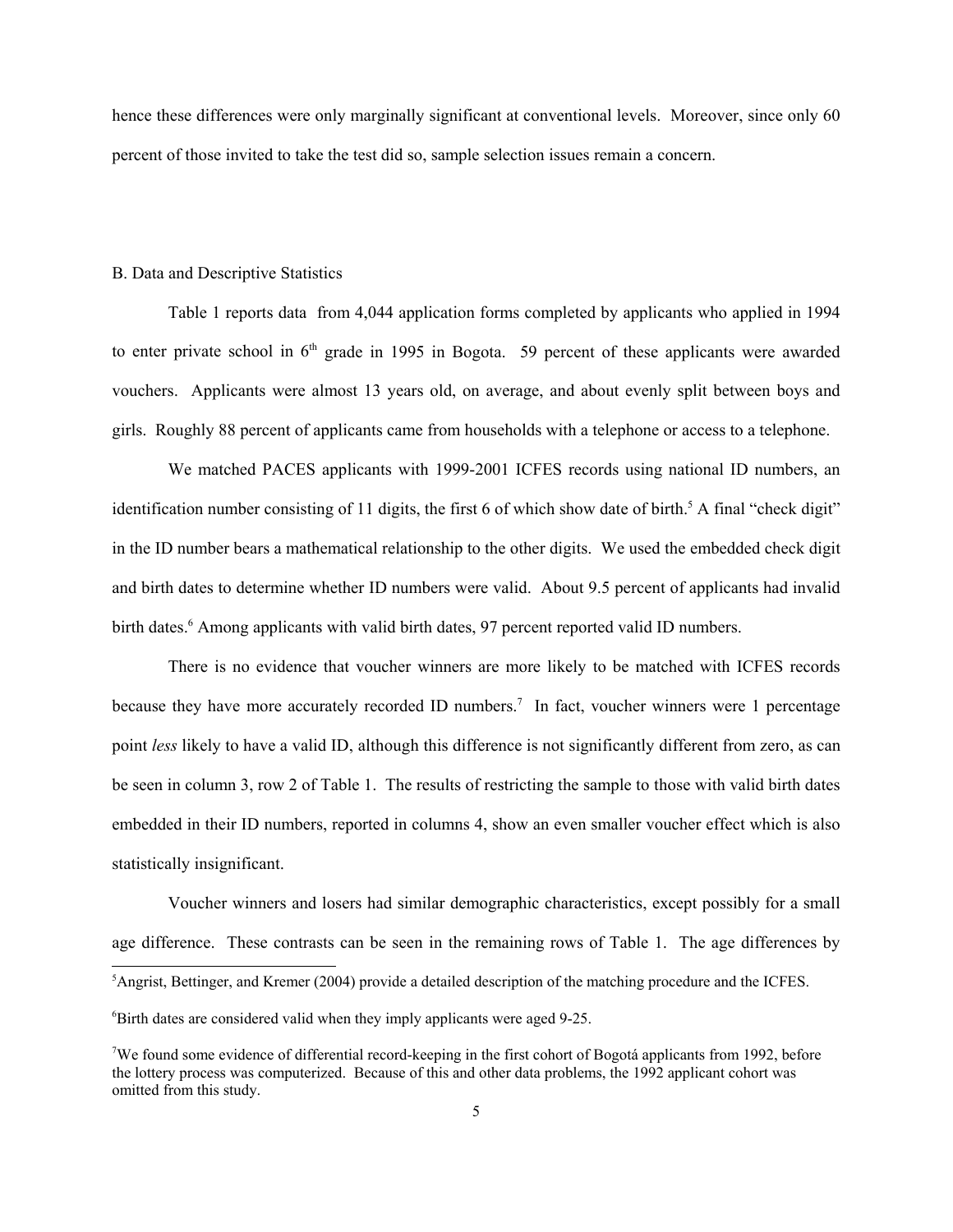hence these differences were only marginally significant at conventional levels. Moreover, since only 60 percent of those invited to take the test did so, sample selection issues remain a concern.

### B. Data and Descriptive Statistics

Table 1 reports data from 4,044 application forms completed by applicants who applied in 1994 to enter private school in 6th grade in 1995 in Bogota. 59 percent of these applicants were awarded vouchers. Applicants were almost 13 years old, on average, and about evenly split between boys and girls. Roughly 88 percent of applicants came from households with a telephone or access to a telephone.

We matched PACES applicants with 1999-2001 ICFES records using national ID numbers, an identification number consisting of 11 digits, the first 6 of which show date of birth.[5] A final "check digit" in the ID number bears a mathematical relationship to the other digits. We used the embedded check digit and birth dates to determine whether ID numbers were valid. About 9.5 percent of applicants had invalid birth dates.[6] Among applicants with valid birth dates, 97 percent reported valid ID numbers.

There is no evidence that voucher winners are more likely to be matched with ICFES records because they have more accurately recorded ID numbers.[7] In fact, voucher winners were 1 percentage point *less* likely to have a valid ID, although this difference is not significantly different from zero, as can be seen in column 3, row 2 of Table 1. The results of restricting the sample to those with valid birth dates embedded in their ID numbers, reported in columns 4, show an even smaller voucher effect which is also statistically insignificant.

Voucher winners and losers had similar demographic characteristics, except possibly for a small age difference. These contrasts can be seen in the remaining rows of Table 1. The age differences by

[5] Angrist, Bettinger, and Kremer (2004) provide a detailed description of the matching procedure and the ICFES.

[6] Birth dates are considered valid when they imply applicants were aged 9-25.

[7] We found some evidence of differential record-keeping in the first cohort of Bogotá applicants from 1992, before the lottery process was computerized. Because of this and other data problems, the 1992 applicant cohort was omitted from this study.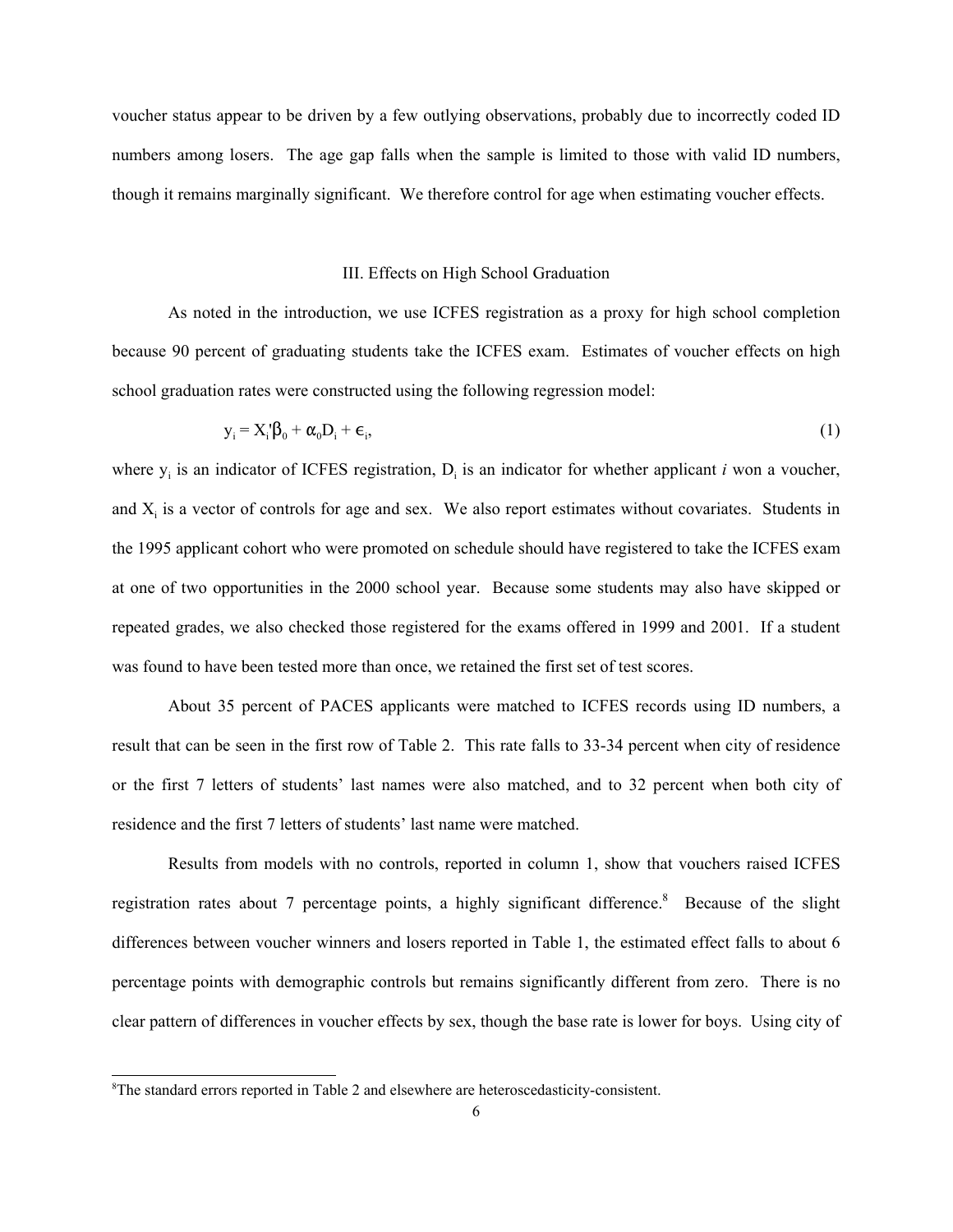voucher status appear to be driven by a few outlying observations, probably due to incorrectly coded ID numbers among losers. The age gap falls when the sample is limited to those with valid ID numbers, though it remains marginally significant. We therefore control for age when estimating voucher effects.

## III. Effects on High School Graduation

As noted in the introduction, we use ICFES registration as a proxy for high school completion because 90 percent of graduating students take the ICFES exam. Estimates of voucher effects on high school graduation rates were constructed using the following regression model:

$$y_i = X_i'\beta_0 + \alpha_0 D_i + \epsilon_i, \tag{1}$$

where $y_i$ is an indicator of ICFES registration, $D_i$ is an indicator for whether applicant *i* won a voucher, and $X_i$ is a vector of controls for age and sex. We also report estimates without covariates. Students in the 1995 applicant cohort who were promoted on schedule should have registered to take the ICFES exam at one of two opportunities in the 2000 school year. Because some students may also have skipped or repeated grades, we also checked those registered for the exams offered in 1999 and 2001. If a student was found to have been tested more than once, we retained the first set of test scores.

About 35 percent of PACES applicants were matched to ICFES records using ID numbers, a result that can be seen in the first row of Table 2. This rate falls to 33-34 percent when city of residence or the first 7 letters of students' last names were also matched, and to 32 percent when both city of residence and the first 7 letters of students' last name were matched.

Results from models with no controls, reported in column 1, show that vouchers raised ICFES registration rates about 7 percentage points, a highly significant difference.[8] Because of the slight differences between voucher winners and losers reported in Table 1, the estimated effect falls to about 6 percentage points with demographic controls but remains significantly different from zero. There is no clear pattern of differences in voucher effects by sex, though the base rate is lower for boys. Using city of

[8]The standard errors reported in Table 2 and elsewhere are heteroscedasticity-consistent.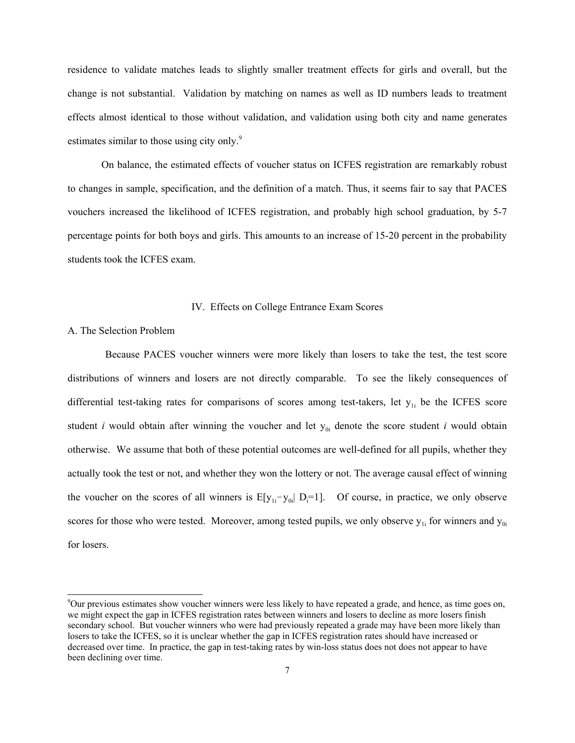residence to validate matches leads to slightly smaller treatment effects for girls and overall, but the change is not substantial. Validation by matching on names as well as ID numbers leads to treatment effects almost identical to those without validation, and validation using both city and name generates estimates similar to those using city only.[9]

On balance, the estimated effects of voucher status on ICFES registration are remarkably robust to changes in sample, specification, and the definition of a match. Thus, it seems fair to say that PACES vouchers increased the likelihood of ICFES registration, and probably high school graduation, by 5-7 percentage points for both boys and girls. This amounts to an increase of 15-20 percent in the probability students took the ICFES exam.

## IV. Effects on College Entrance Exam Scores

### A. The Selection Problem

Because PACES voucher winners were more likely than losers to take the test, the test score distributions of winners and losers are not directly comparable. To see the likely consequences of differential test-taking rates for comparisons of scores among test-takers, let $y_{1i}$ be the ICFES score student *i* would obtain after winning the voucher and let $y_{0i}$ denote the score student *i* would obtain otherwise. We assume that both of these potential outcomes are well-defined for all pupils, whether they actually took the test or not, and whether they won the lottery or not. The average causal effect of winning the voucher on the scores of all winners is $E[y_{1i} - y_{0i} | D_i = 1]$. Of course, in practice, we only observe scores for those who were tested. Moreover, among tested pupils, we only observe $y_{1i}$ for winners and $y_{0i}$ for losers.

[9] Our previous estimates show voucher winners were less likely to have repeated a grade, and hence, as time goes on, we might expect the gap in ICFES registration rates between winners and losers to decline as more losers finish secondary school. But voucher winners who were had previously repeated a grade may have been more likely than losers to take the ICFES, so it is unclear whether the gap in ICFES registration rates should have increased or decreased over time. In practice, the gap in test-taking rates by win-loss status does not does not appear to have been declining over time.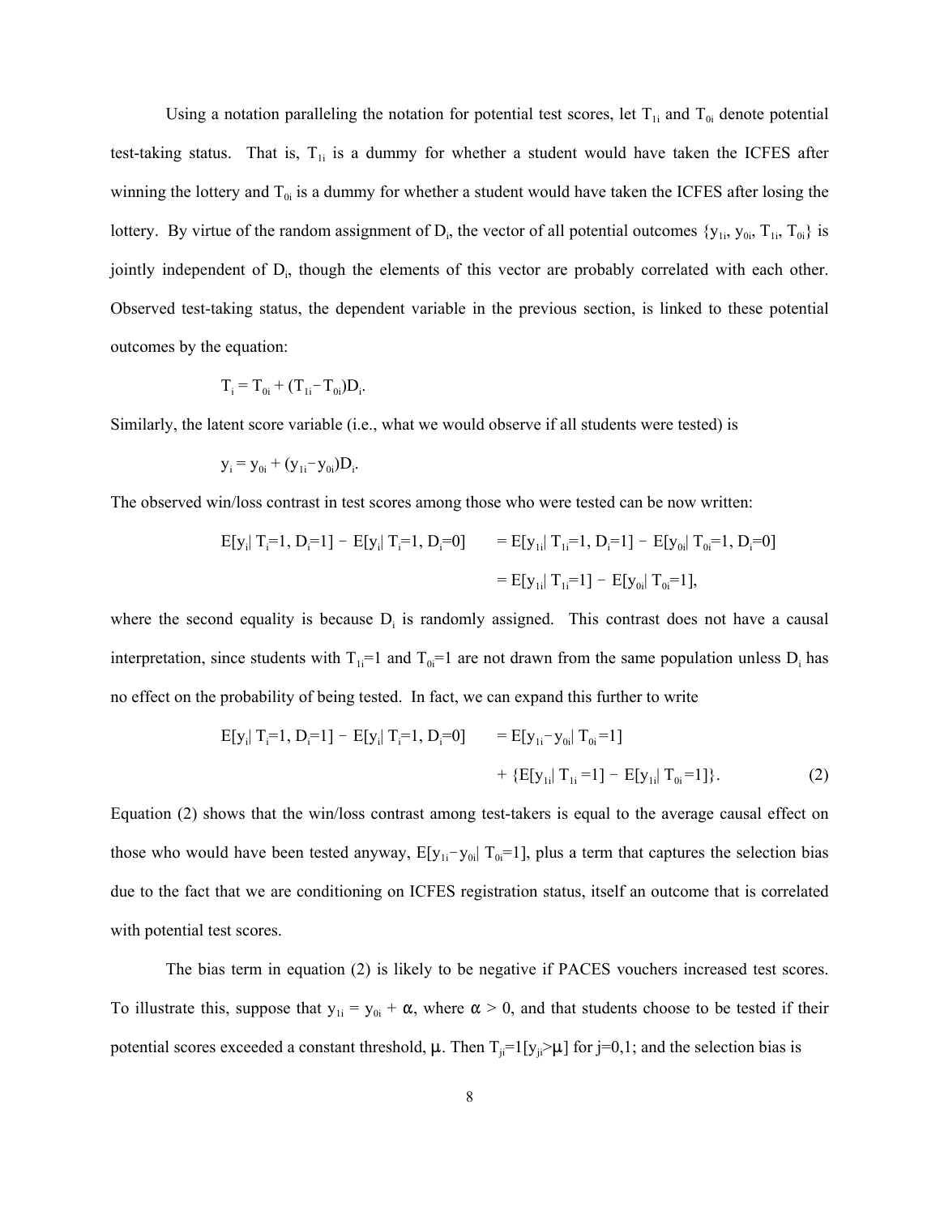Using a notation paralleling the notation for potential test scores, let $T_{1i}$ and $T_{0i}$ denote potential test-taking status. That is, $T_{1i}$ is a dummy for whether a student would have taken the ICFES after winning the lottery and $T_{0i}$ is a dummy for whether a student would have taken the ICFES after losing the lottery. By virtue of the random assignment of $D_i$, the vector of all potential outcomes $\{y_{1i}, y_{0i}, T_{1i}, T_{0i}\}$ is jointly independent of $D_i$, though the elements of this vector are probably correlated with each other. Observed test-taking status, the dependent variable in the previous section, is linked to these potential outcomes by the equation:

$$T_i = T_{0i} + (T_{1i} - T_{0i})D_i.$$

Similarly, the latent score variable (i.e., what we would observe if all students were tested) is

$$y_i = y_{0i} + (y_{1i} - y_{0i})D_i.$$

The observed win/loss contrast in test scores among those who were tested can be now written:

$$\begin{aligned} E[y_i | T_i=1, D_i=1] - E[y_i | T_i=1, D_i=0] &= E[y_{1i} | T_{1i}=1, D_i=1] - E[y_{0i} | T_{0i}=1, D_i=0] \\ &= E[y_{1i} | T_{1i}=1] - E[y_{0i} | T_{0i}=1], \end{aligned}$$

where the second equality is because $D_i$ is randomly assigned. This contrast does not have a causal interpretation, since students with $T_{1i}=1$ and $T_{0i}=1$ are not drawn from the same population unless $D_i$ has no effect on the probability of being tested. In fact, we can expand this further to write

$$\begin{aligned} E[y_i | T_i=1, D_i=1] - E[y_i | T_i=1, D_i=0] &= E[y_{1i} - y_{0i} | T_{0i}=1] \\ &\quad + \{E[y_{1i} | T_{1i}=1] - E[y_{1i} | T_{0i}=1]\}. \qquad (2) \end{aligned}$$

Equation (2) shows that the win/loss contrast among test-takers is equal to the average causal effect on those who would have been tested anyway, $E[y_{1i} - y_{0i} | T_{0i}=1]$, plus a term that captures the selection bias due to the fact that we are conditioning on ICFES registration status, itself an outcome that is correlated with potential test scores.

The bias term in equation (2) is likely to be negative if PACES vouchers increased test scores. To illustrate this, suppose that $y_{1i} = y_{0i} + \alpha$, where $\alpha > 0$, and that students choose to be tested if their potential scores exceeded a constant threshold, $\mu$. Then $T_{ji}=1[y_{ji}>\mu]$ for j=0,1; and the selection bias is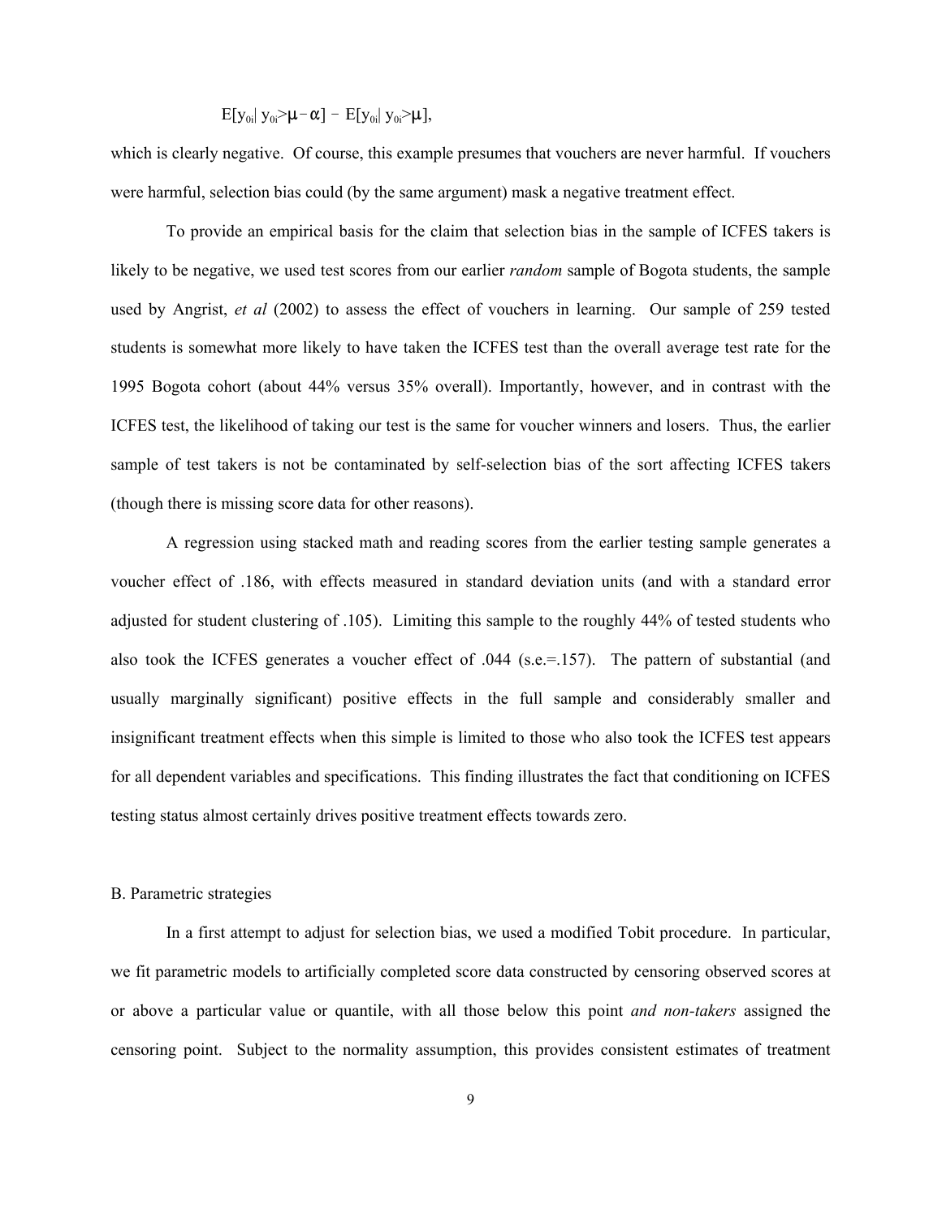$$E[y_{0i}|\ y_{0i}>\mu-\alpha] - E[y_{0i}|\ y_{0i}>\mu],$$

which is clearly negative. Of course, this example presumes that vouchers are never harmful. If vouchers were harmful, selection bias could (by the same argument) mask a negative treatment effect.

To provide an empirical basis for the claim that selection bias in the sample of ICFES takers is likely to be negative, we used test scores from our earlier *random* sample of Bogota students, the sample used by Angrist, *et al* (2002) to assess the effect of vouchers in learning. Our sample of 259 tested students is somewhat more likely to have taken the ICFES test than the overall average test rate for the 1995 Bogota cohort (about 44% versus 35% overall). Importantly, however, and in contrast with the ICFES test, the likelihood of taking our test is the same for voucher winners and losers. Thus, the earlier sample of test takers is not be contaminated by self-selection bias of the sort affecting ICFES takers (though there is missing score data for other reasons).

A regression using stacked math and reading scores from the earlier testing sample generates a voucher effect of .186, with effects measured in standard deviation units (and with a standard error adjusted for student clustering of .105). Limiting this sample to the roughly 44% of tested students who also took the ICFES generates a voucher effect of .044 (s.e.=.157). The pattern of substantial (and usually marginally significant) positive effects in the full sample and considerably smaller and insignificant treatment effects when this simple is limited to those who also took the ICFES test appears for all dependent variables and specifications. This finding illustrates the fact that conditioning on ICFES testing status almost certainly drives positive treatment effects towards zero.

B. Parametric strategies

In a first attempt to adjust for selection bias, we used a modified Tobit procedure. In particular, we fit parametric models to artificially completed score data constructed by censoring observed scores at or above a particular value or quantile, with all those below this point *and non-takers* assigned the censoring point. Subject to the normality assumption, this provides consistent estimates of treatment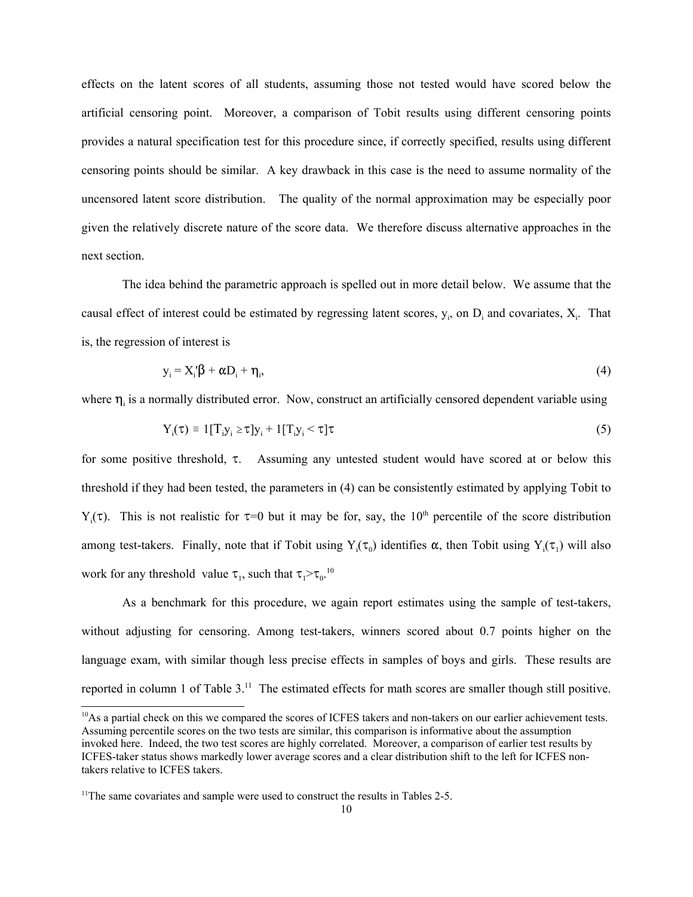effects on the latent scores of all students, assuming those not tested would have scored below the artificial censoring point. Moreover, a comparison of Tobit results using different censoring points provides a natural specification test for this procedure since, if correctly specified, results using different censoring points should be similar. A key drawback in this case is the need to assume normality of the uncensored latent score distribution. The quality of the normal approximation may be especially poor given the relatively discrete nature of the score data. We therefore discuss alternative approaches in the next section.

The idea behind the parametric approach is spelled out in more detail below. We assume that the causal effect of interest could be estimated by regressing latent scores, $y_i$, on $D_i$ and covariates, $X_i$. That is, the regression of interest is

$$y_i = X_i'\beta + \alpha D_i + \eta_i, \tag{4}$$

where $\eta_i$ is a normally distributed error. Now, construct an artificially censored dependent variable using

$$Y_i(\tau) \equiv 1[T_i y_i \geq \tau] y_i + 1[T_i y_i < \tau]\tau \tag{5}$$

for some positive threshold, $\tau$. Assuming any untested student would have scored at or below this threshold if they had been tested, the parameters in (4) can be consistently estimated by applying Tobit to $Y_i(\tau)$. This is not realistic for $\tau$=0 but it may be for, say, the 10th percentile of the score distribution among test-takers. Finally, note that if Tobit using $Y_i(\tau_0)$ identifies $\alpha$, then Tobit using $Y_i(\tau_1)$ will also work for any threshold value $\tau_1$, such that $\tau_1 > \tau_0$.[10]

As a benchmark for this procedure, we again report estimates using the sample of test-takers, without adjusting for censoring. Among test-takers, winners scored about 0.7 points higher on the language exam, with similar though less precise effects in samples of boys and girls. These results are reported in column 1 of Table 3.[11] The estimated effects for math scores are smaller though still positive.

---

[10] As a partial check on this we compared the scores of ICFES takers and non-takers on our earlier achievement tests. Assuming percentile scores on the two tests are similar, this comparison is informative about the assumption invoked here. Indeed, the two test scores are highly correlated. Moreover, a comparison of earlier test results by ICFES-taker status shows markedly lower average scores and a clear distribution shift to the left for ICFES non-takers relative to ICFES takers.

[11] The same covariates and sample were used to construct the results in Tables 2-5.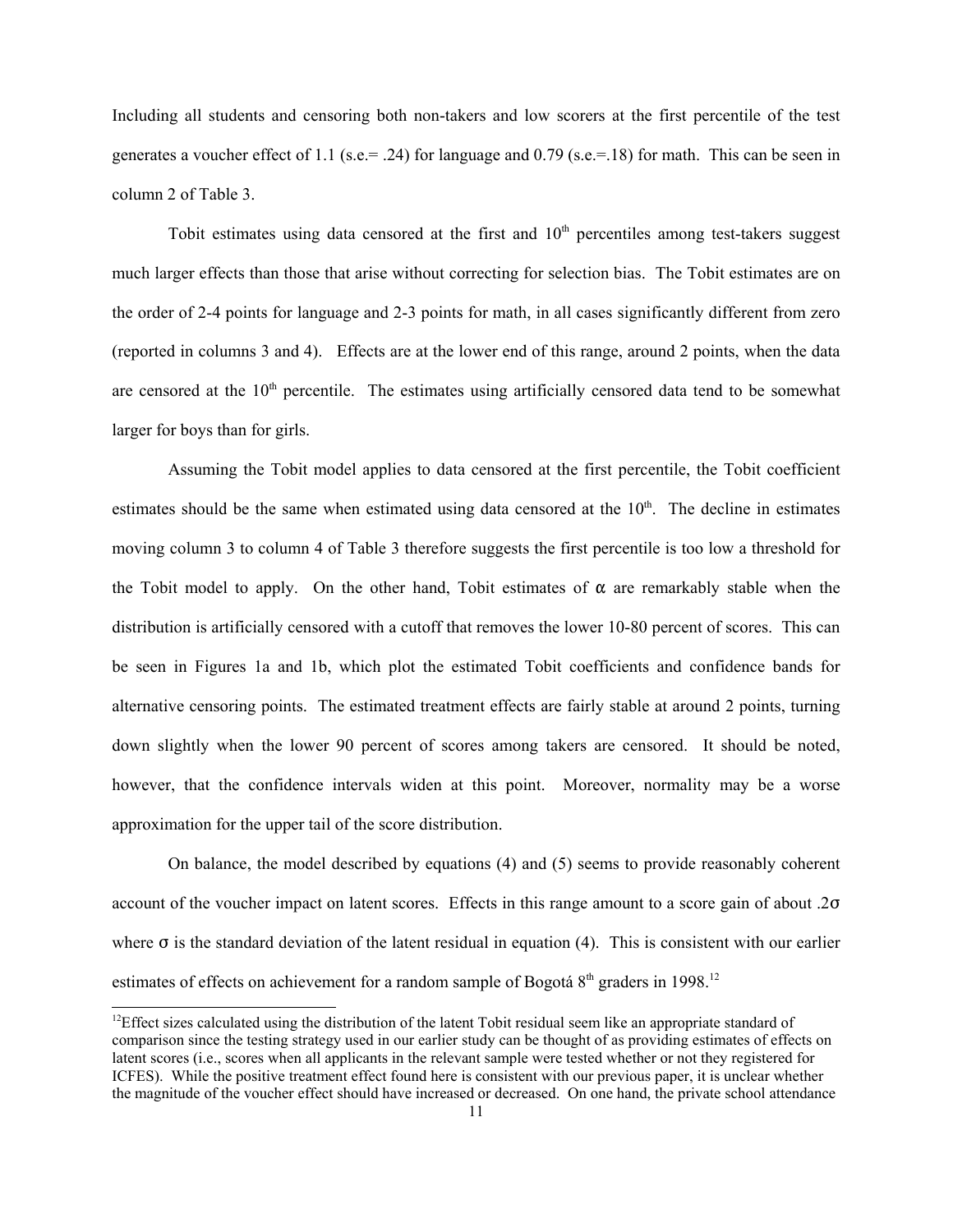Including all students and censoring both non-takers and low scorers at the first percentile of the test generates a voucher effect of 1.1 (s.e.= .24) for language and 0.79 (s.e.=.18) for math. This can be seen in column 2 of Table 3.

Tobit estimates using data censored at the first and 10th percentiles among test-takers suggest much larger effects than those that arise without correcting for selection bias. The Tobit estimates are on the order of 2-4 points for language and 2-3 points for math, in all cases significantly different from zero (reported in columns 3 and 4). Effects are at the lower end of this range, around 2 points, when the data are censored at the 10th percentile. The estimates using artificially censored data tend to be somewhat larger for boys than for girls.

Assuming the Tobit model applies to data censored at the first percentile, the Tobit coefficient estimates should be the same when estimated using data censored at the 10th. The decline in estimates moving column 3 to column 4 of Table 3 therefore suggests the first percentile is too low a threshold for the Tobit model to apply. On the other hand, Tobit estimates of $\alpha$ are remarkably stable when the distribution is artificially censored with a cutoff that removes the lower 10-80 percent of scores. This can be seen in Figures 1a and 1b, which plot the estimated Tobit coefficients and confidence bands for alternative censoring points. The estimated treatment effects are fairly stable at around 2 points, turning down slightly when the lower 90 percent of scores among takers are censored. It should be noted, however, that the confidence intervals widen at this point. Moreover, normality may be a worse approximation for the upper tail of the score distribution.

On balance, the model described by equations (4) and (5) seems to provide reasonably coherent account of the voucher impact on latent scores. Effects in this range amount to a score gain of about $.2\sigma$ where $\sigma$ is the standard deviation of the latent residual in equation (4). This is consistent with our earlier estimates of effects on achievement for a random sample of Bogotá 8th graders in 1998.[12]

[12]Effect sizes calculated using the distribution of the latent Tobit residual seem like an appropriate standard of comparison since the testing strategy used in our earlier study can be thought of as providing estimates of effects on latent scores (i.e., scores when all applicants in the relevant sample were tested whether or not they registered for ICFES). While the positive treatment effect found here is consistent with our previous paper, it is unclear whether the magnitude of the voucher effect should have increased or decreased. On one hand, the private school attendance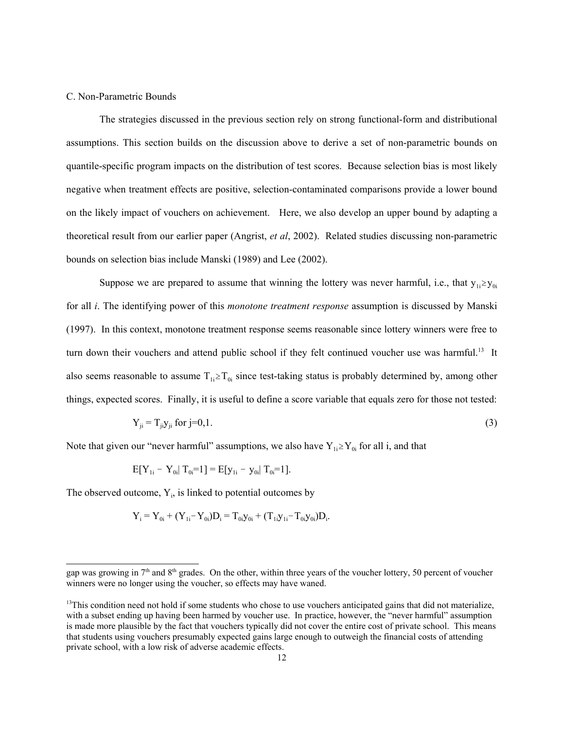### C. Non-Parametric Bounds

The strategies discussed in the previous section rely on strong functional-form and distributional assumptions. This section builds on the discussion above to derive a set of non-parametric bounds on quantile-specific program impacts on the distribution of test scores. Because selection bias is most likely negative when treatment effects are positive, selection-contaminated comparisons provide a lower bound on the likely impact of vouchers on achievement. Here, we also develop an upper bound by adapting a theoretical result from our earlier paper (Angrist, *et al*, 2002). Related studies discussing non-parametric bounds on selection bias include Manski (1989) and Lee (2002).

Suppose we are prepared to assume that winning the lottery was never harmful, i.e., that $y_{1i} \geq y_{0i}$ for all *i*. The identifying power of this *monotone treatment response* assumption is discussed by Manski (1997). In this context, monotone treatment response seems reasonable since lottery winners were free to turn down their vouchers and attend public school if they felt continued voucher use was harmful.[13] It also seems reasonable to assume $T_{1i} \geq T_{0i}$ since test-taking status is probably determined by, among other things, expected scores. Finally, it is useful to define a score variable that equals zero for those not tested:

$$Y_{ji} = T_{ji} y_{ji} \text{ for } j=0,1. \tag{3}$$

Note that given our "never harmful" assumptions, we also have $Y_{1i} \geq Y_{0i}$ for all i, and that

$$E[Y_{1i} - Y_{0i} | T_{0i}=1] = E[y_{1i} - y_{0i} | T_{0i}=1].$$

The observed outcome, $Y_i$, is linked to potential outcomes by

$$Y_i = Y_{0i} + (Y_{1i} - Y_{0i})D_i = T_{0i} y_{0i} + (T_{1i} y_{1i} - T_{0i} y_{0i})D_i.$$

---

gap was growing in 7th and 8th grades. On the other, within three years of the voucher lottery, 50 percent of voucher winners were no longer using the voucher, so effects may have waned.

[13] This condition need not hold if some students who chose to use vouchers anticipated gains that did not materialize, with a subset ending up having been harmed by voucher use. In practice, however, the "never harmful" assumption is made more plausible by the fact that vouchers typically did not cover the entire cost of private school. This means that students using vouchers presumably expected gains large enough to outweigh the financial costs of attending private school, with a low risk of adverse academic effects.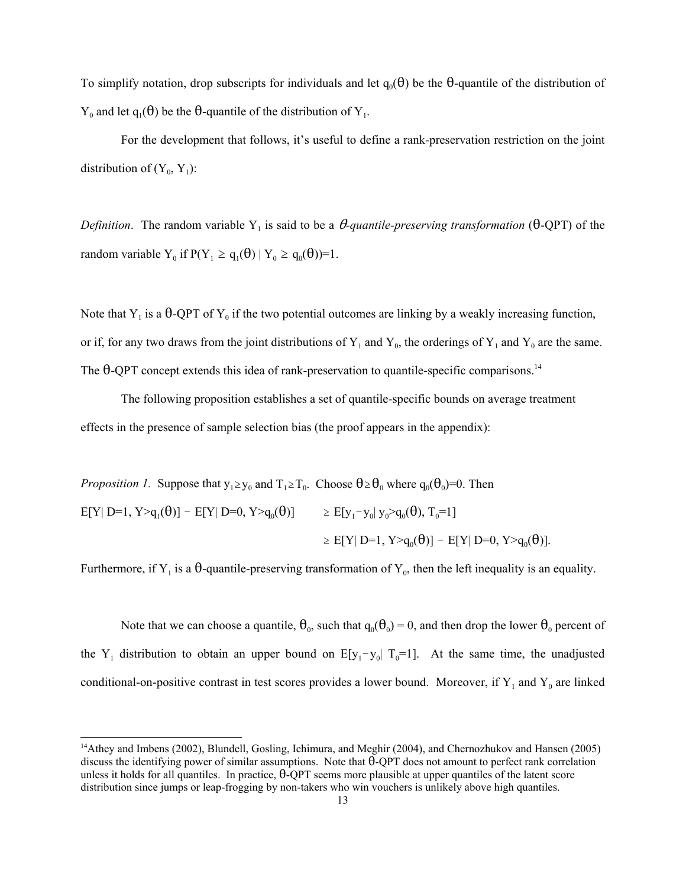To simplify notation, drop subscripts for individuals and let $q_0(\theta)$ be the $\theta$-quantile of the distribution of $Y_0$ and let $q_1(\theta)$ be the $\theta$-quantile of the distribution of $Y_1$.

For the development that follows, it's useful to define a rank-preservation restriction on the joint distribution of $(Y_0, Y_1)$:

*Definition*. The random variable $Y_1$ is said to be a *$\theta$-quantile-preserving transformation* ($\theta$-QPT) of the random variable $Y_0$ if $P(Y_1 \geq q_1(\theta) \mid Y_0 \geq q_0(\theta))=1$.

Note that $Y_1$ is a $\theta$-QPT of $Y_0$ if the two potential outcomes are linking by a weakly increasing function, or if, for any two draws from the joint distributions of $Y_1$ and $Y_0$, the orderings of $Y_1$ and $Y_0$ are the same. The $\theta$-QPT concept extends this idea of rank-preservation to quantile-specific comparisons.[14]

The following proposition establishes a set of quantile-specific bounds on average treatment effects in the presence of sample selection bias (the proof appears in the appendix):

*Proposition 1*. Suppose that $y_1 \geq y_0$ and $T_1 \geq T_0$. Choose $\theta \geq \theta_0$ where $q_0(\theta_0)=0$. Then

$$
\begin{aligned}
E[Y \mid D=1, Y>q_1(\theta)] - E[Y \mid D=0, Y>q_0(\theta)] &\geq E[y_1 - y_0 \mid y_0>q_0(\theta), T_0=1] \\
&\geq E[Y \mid D=1, Y>q_0(\theta)] - E[Y \mid D=0, Y>q_0(\theta)].
\end{aligned}
$$

Furthermore, if $Y_1$ is a $\theta$-quantile-preserving transformation of $Y_0$, then the left inequality is an equality.

Note that we can choose a quantile, $\theta_0$, such that $q_0(\theta_0) = 0$, and then drop the lower $\theta_0$ percent of the $Y_1$ distribution to obtain an upper bound on $E[y_1 - y_0 \mid T_0=1]$. At the same time, the unadjusted conditional-on-positive contrast in test scores provides a lower bound. Moreover, if $Y_1$ and $Y_0$ are linked

[14] Athey and Imbens (2002), Blundell, Gosling, Ichimura, and Meghir (2004), and Chernozhukov and Hansen (2005) discuss the identifying power of similar assumptions. Note that $\theta$-QPT does not amount to perfect rank correlation unless it holds for all quantiles. In practice, $\theta$-QPT seems more plausible at upper quantiles of the latent score distribution since jumps or leap-frogging by non-takers who win vouchers is unlikely above high quantiles.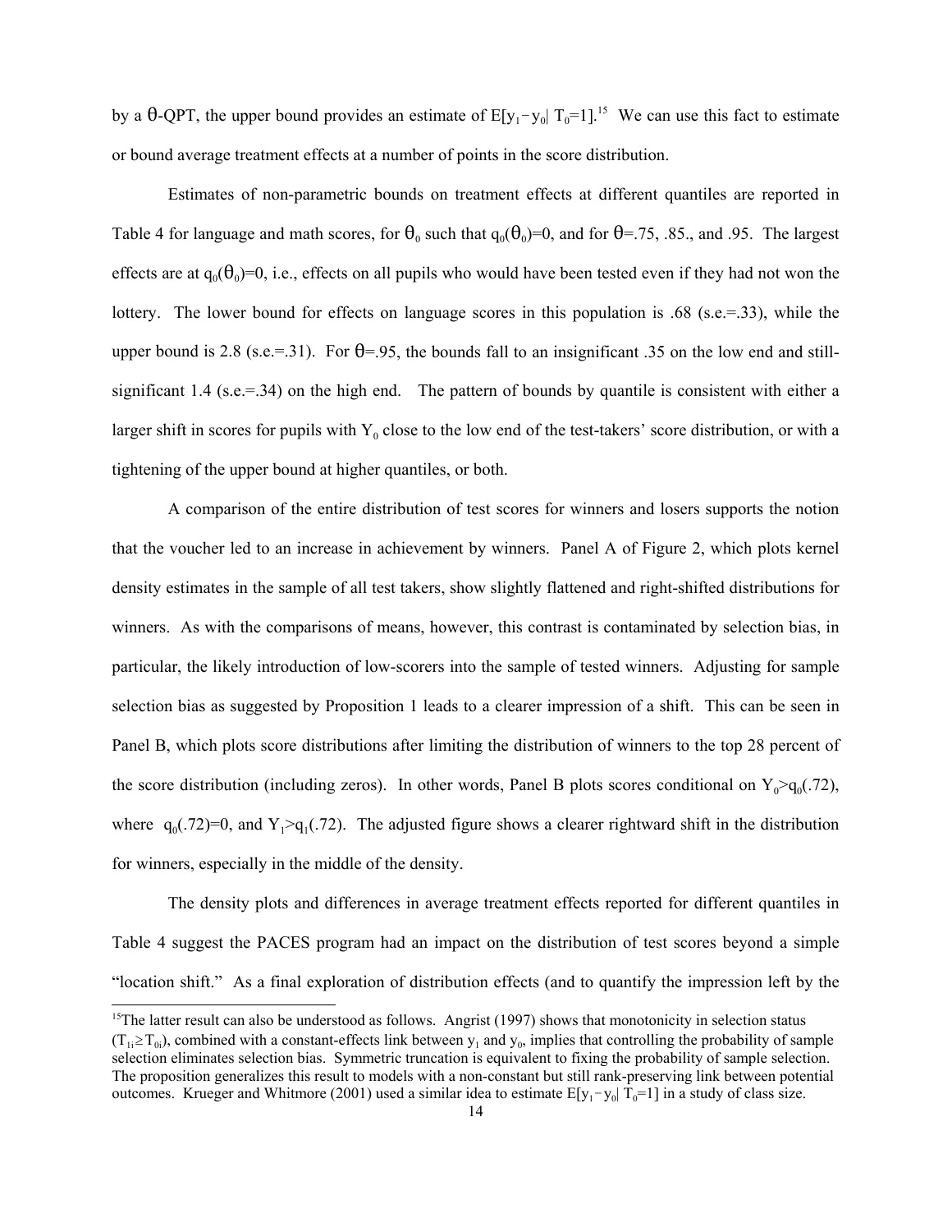by a $\theta$-QPT, the upper bound provides an estimate of $E[y_1 - y_0| T_0=1]$.[15] We can use this fact to estimate or bound average treatment effects at a number of points in the score distribution.

Estimates of non-parametric bounds on treatment effects at different quantiles are reported in Table 4 for language and math scores, for $\theta_0$ such that $q_0(\theta_0)=0$, and for $\theta$=.75, .85., and .95. The largest effects are at $q_0(\theta_0)=0$, i.e., effects on all pupils who would have been tested even if they had not won the lottery. The lower bound for effects on language scores in this population is .68 (s.e.=.33), while the upper bound is 2.8 (s.e.=.31). For $\theta$=.95, the bounds fall to an insignificant .35 on the low end and still-significant 1.4 (s.e.=.34) on the high end. The pattern of bounds by quantile is consistent with either a larger shift in scores for pupils with $Y_0$ close to the low end of the test-takers' score distribution, or with a tightening of the upper bound at higher quantiles, or both.

A comparison of the entire distribution of test scores for winners and losers supports the notion that the voucher led to an increase in achievement by winners. Panel A of Figure 2, which plots kernel density estimates in the sample of all test takers, show slightly flattened and right-shifted distributions for winners. As with the comparisons of means, however, this contrast is contaminated by selection bias, in particular, the likely introduction of low-scorers into the sample of tested winners. Adjusting for sample selection bias as suggested by Proposition 1 leads to a clearer impression of a shift. This can be seen in Panel B, which plots score distributions after limiting the distribution of winners to the top 28 percent of the score distribution (including zeros). In other words, Panel B plots scores conditional on $Y_0>q_0(.72)$, where $q_0(.72)=0$, and $Y_1>q_1(.72)$. The adjusted figure shows a clearer rightward shift in the distribution for winners, especially in the middle of the density.

The density plots and differences in average treatment effects reported for different quantiles in Table 4 suggest the PACES program had an impact on the distribution of test scores beyond a simple "location shift." As a final exploration of distribution effects (and to quantify the impression left by the

[15]The latter result can also be understood as follows. Angrist (1997) shows that monotonicity in selection status ($T_{1i} \geq T_{0i}$), combined with a constant-effects link between $y_1$ and $y_0$, implies that controlling the probability of sample selection eliminates selection bias. Symmetric truncation is equivalent to fixing the probability of sample selection. The proposition generalizes this result to models with a non-constant but still rank-preserving link between potential outcomes. Krueger and Whitmore (2001) used a similar idea to estimate $E[y_1 - y_0| T_0=1]$ in a study of class size.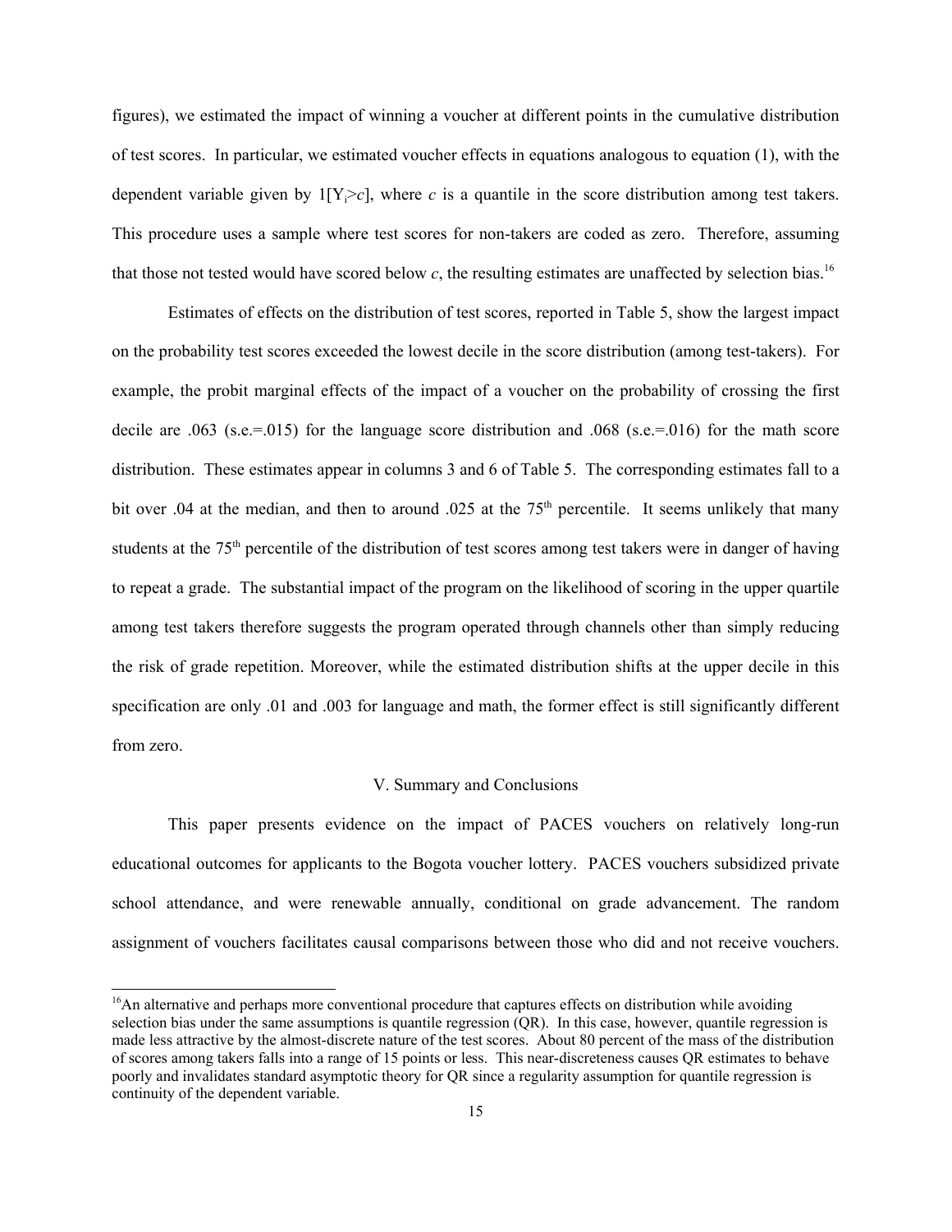figures), we estimated the impact of winning a voucher at different points in the cumulative distribution of test scores. In particular, we estimated voucher effects in equations analogous to equation (1), with the dependent variable given by $1[Y_i > c]$, where $c$ is a quantile in the score distribution among test takers. This procedure uses a sample where test scores for non-takers are coded as zero. Therefore, assuming that those not tested would have scored below $c$, the resulting estimates are unaffected by selection bias.[16]

Estimates of effects on the distribution of test scores, reported in Table 5, show the largest impact on the probability test scores exceeded the lowest decile in the score distribution (among test-takers). For example, the probit marginal effects of the impact of a voucher on the probability of crossing the first decile are .063 (s.e.=.015) for the language score distribution and .068 (s.e.=.016) for the math score distribution. These estimates appear in columns 3 and 6 of Table 5. The corresponding estimates fall to a bit over .04 at the median, and then to around .025 at the 75th percentile. It seems unlikely that many students at the 75th percentile of the distribution of test scores among test takers were in danger of having to repeat a grade. The substantial impact of the program on the likelihood of scoring in the upper quartile among test takers therefore suggests the program operated through channels other than simply reducing the risk of grade repetition. Moreover, while the estimated distribution shifts at the upper decile in this specification are only .01 and .003 for language and math, the former effect is still significantly different from zero.

## V. Summary and Conclusions

This paper presents evidence on the impact of PACES vouchers on relatively long-run educational outcomes for applicants to the Bogota voucher lottery. PACES vouchers subsidized private school attendance, and were renewable annually, conditional on grade advancement. The random assignment of vouchers facilitates causal comparisons between those who did and not receive vouchers.

[16] An alternative and perhaps more conventional procedure that captures effects on distribution while avoiding selection bias under the same assumptions is quantile regression (QR). In this case, however, quantile regression is made less attractive by the almost-discrete nature of the test scores. About 80 percent of the mass of the distribution of scores among takers falls into a range of 15 points or less. This near-discreteness causes QR estimates to behave poorly and invalidates standard asymptotic theory for QR since a regularity assumption for quantile regression is continuity of the dependent variable.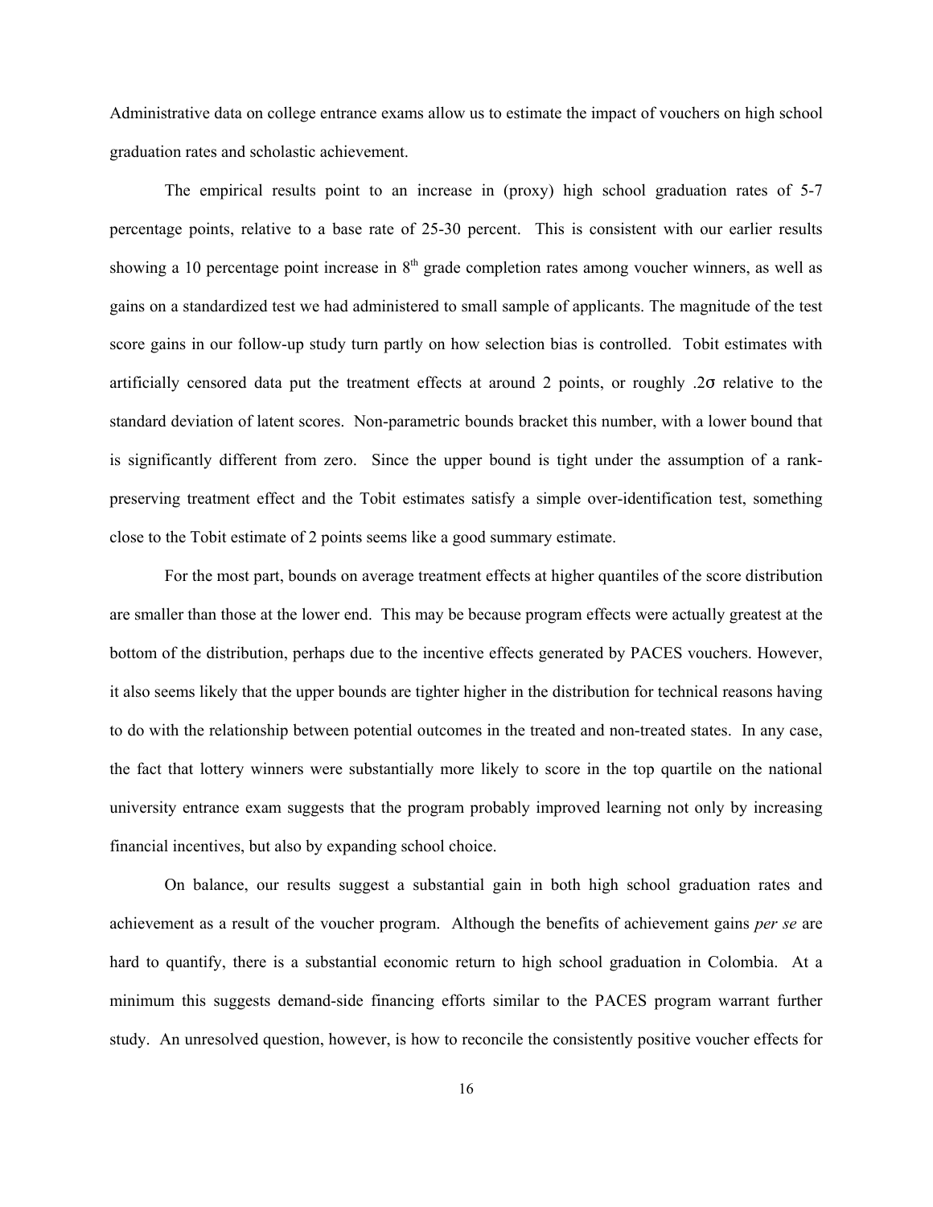Administrative data on college entrance exams allow us to estimate the impact of vouchers on high school graduation rates and scholastic achievement.

The empirical results point to an increase in (proxy) high school graduation rates of 5-7 percentage points, relative to a base rate of 25-30 percent. This is consistent with our earlier results showing a 10 percentage point increase in 8[th] grade completion rates among voucher winners, as well as gains on a standardized test we had administered to small sample of applicants. The magnitude of the test score gains in our follow-up study turn partly on how selection bias is controlled. Tobit estimates with artificially censored data put the treatment effects at around 2 points, or roughly $.2\sigma$ relative to the standard deviation of latent scores. Non-parametric bounds bracket this number, with a lower bound that is significantly different from zero. Since the upper bound is tight under the assumption of a rank-preserving treatment effect and the Tobit estimates satisfy a simple over-identification test, something close to the Tobit estimate of 2 points seems like a good summary estimate.

For the most part, bounds on average treatment effects at higher quantiles of the score distribution are smaller than those at the lower end. This may be because program effects were actually greatest at the bottom of the distribution, perhaps due to the incentive effects generated by PACES vouchers. However, it also seems likely that the upper bounds are tighter higher in the distribution for technical reasons having to do with the relationship between potential outcomes in the treated and non-treated states. In any case, the fact that lottery winners were substantially more likely to score in the top quartile on the national university entrance exam suggests that the program probably improved learning not only by increasing financial incentives, but also by expanding school choice.

On balance, our results suggest a substantial gain in both high school graduation rates and achievement as a result of the voucher program. Although the benefits of achievement gains *per se* are hard to quantify, there is a substantial economic return to high school graduation in Colombia. At a minimum this suggests demand-side financing efforts similar to the PACES program warrant further study. An unresolved question, however, is how to reconcile the consistently positive voucher effects for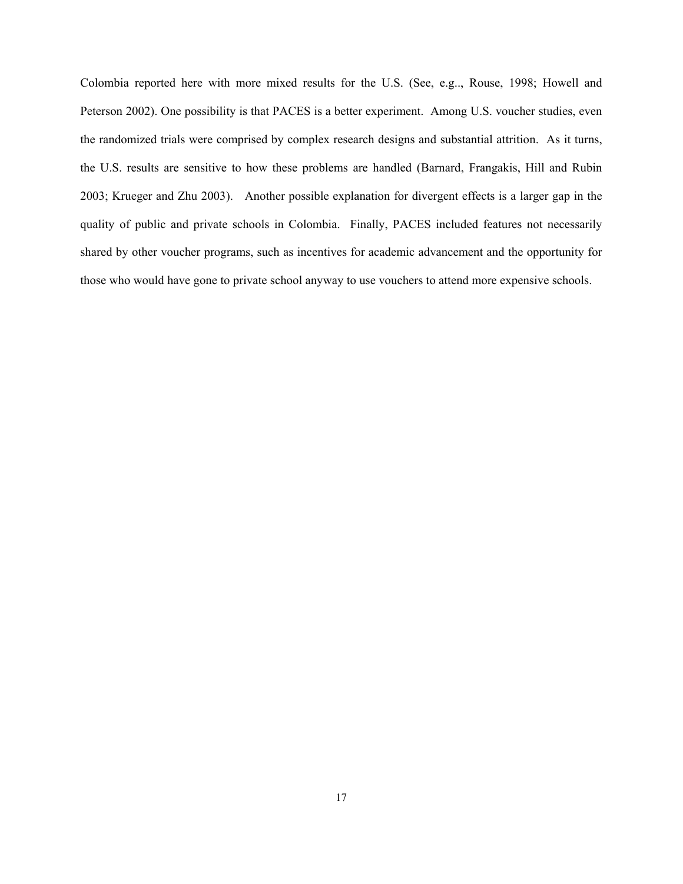Colombia reported here with more mixed results for the U.S. (See, e.g.., Rouse, 1998; Howell and Peterson 2002). One possibility is that PACES is a better experiment. Among U.S. voucher studies, even the randomized trials were comprised by complex research designs and substantial attrition. As it turns, the U.S. results are sensitive to how these problems are handled (Barnard, Frangakis, Hill and Rubin 2003; Krueger and Zhu 2003). Another possible explanation for divergent effects is a larger gap in the quality of public and private schools in Colombia. Finally, PACES included features not necessarily shared by other voucher programs, such as incentives for academic advancement and the opportunity for those who would have gone to private school anyway to use vouchers to attend more expensive schools.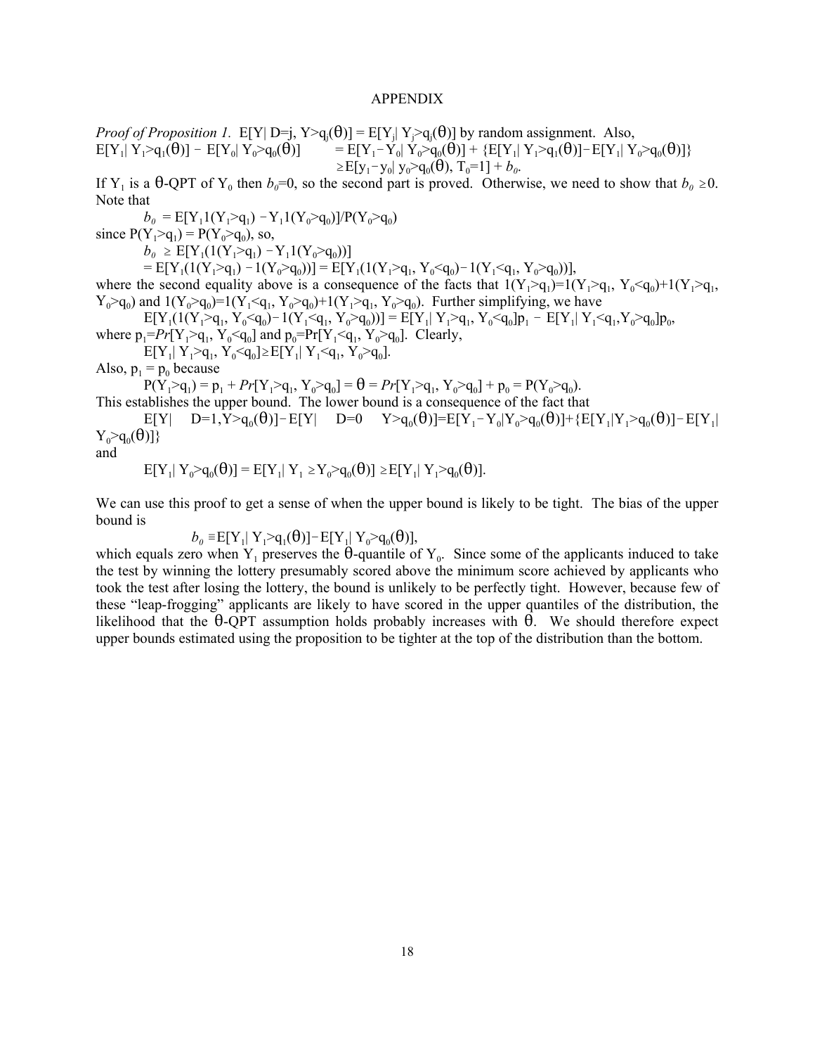# APPENDIX

*Proof of Proposition 1.* $E[Y|\ D=j,\ Y>q_j(\theta)] = E[Y_j|\ Y_j>q_j(\theta)]$ by random assignment. Also,

$$E[Y_1|\ Y_1>q_1(\theta)] - E[Y_0|\ Y_0>q_0(\theta)] = E[Y_1 - Y_0|\ Y_0>q_0(\theta)] + \{E[Y_1|\ Y_1>q_1(\theta)] - E[Y_1|\ Y_0>q_0(\theta)]\}$$

$$\geq E[y_1 - y_0|\ y_0>q_0(\theta),\ T_0=1] + b_0.$$

If $Y_1$ is a $\theta$-QPT of $Y_0$ then $b_0=0$, so the second part is proved. Otherwise, we need to show that $b_0 \geq 0$. Note that

$$b_0 = E[Y_1 1(Y_1>q_1) - Y_1 1(Y_0>q_0)]/P(Y_0>q_0)$$

since $P(Y_1>q_1) = P(Y_0>q_0)$, so,

$$b_0 \geq E[Y_1(1(Y_1>q_1) - Y_1 1(Y_0>q_0))]$$

$$= E[Y_1(1(Y_1>q_1) - 1(Y_0>q_0))] = E[Y_1(1(Y_1>q_1,\ Y_0<q_0) - 1(Y_1<q_1,\ Y_0>q_0))],$$

where the second equality above is a consequence of the facts that $1(Y_1>q_1)=1(Y_1>q_1,\ Y_0<q_0)+1(Y_1>q_1,\ Y_0>q_0)$ and $1(Y_0>q_0)=1(Y_1<q_1,\ Y_0>q_0)+1(Y_1>q_1,\ Y_0>q_0)$. Further simplifying, we have

$$E[Y_1(1(Y_1>q_1,\ Y_0<q_0) - 1(Y_1<q_1,\ Y_0>q_0))] = E[Y_1|\ Y_1>q_1,\ Y_0<q_0]p_1 - E[Y_1|\ Y_1<q_1, Y_0>q_0]p_0,$$

where $p_1=Pr[Y_1>q_1,\ Y_0<q_0]$ and $p_0=Pr[Y_1<q_1,\ Y_0>q_0]$. Clearly,

$$E[Y_1|\ Y_1>q_1,\ Y_0<q_0] \geq E[Y_1|\ Y_1<q_1,\ Y_0>q_0].$$

Also, $p_1 = p_0$ because

$$P(Y_1>q_1) = p_1 + Pr[Y_1>q_1,\ Y_0>q_0] = \theta = Pr[Y_1>q_1,\ Y_0>q_0] + p_0 = P(Y_0>q_0).$$

This establishes the upper bound. The lower bound is a consequence of the fact that

$$E[Y|\ D=1, Y>q_0(\theta)] - E[Y|\ D=0\ \ Y>q_0(\theta)] = E[Y_1 - Y_0|Y_0>q_0(\theta)] + \{E[Y_1|Y_1>q_0(\theta)] - E[Y_1|\ Y_0>q_0(\theta)]\}$$

and

$$E[Y_1|\ Y_0>q_0(\theta)] = E[Y_1|\ Y_1 \geq Y_0>q_0(\theta)] \geq E[Y_1|\ Y_1>q_0(\theta)].$$

We can use this proof to get a sense of when the upper bound is likely to be tight. The bias of the upper bound is

$$b_0 \equiv E[Y_1|\ Y_1>q_1(\theta)] - E[Y_1|\ Y_0>q_0(\theta)],$$

which equals zero when $Y_1$ preserves the $\theta$-quantile of $Y_0$. Since some of the applicants induced to take the test by winning the lottery presumably scored above the minimum score achieved by applicants who took the test after losing the lottery, the bound is unlikely to be perfectly tight. However, because few of these "leap-frogging" applicants are likely to have scored in the upper quantiles of the distribution, the likelihood that the $\theta$-QPT assumption holds probably increases with $\theta$. We should therefore expect upper bounds estimated using the proposition to be tighter at the top of the distribution than the bottom.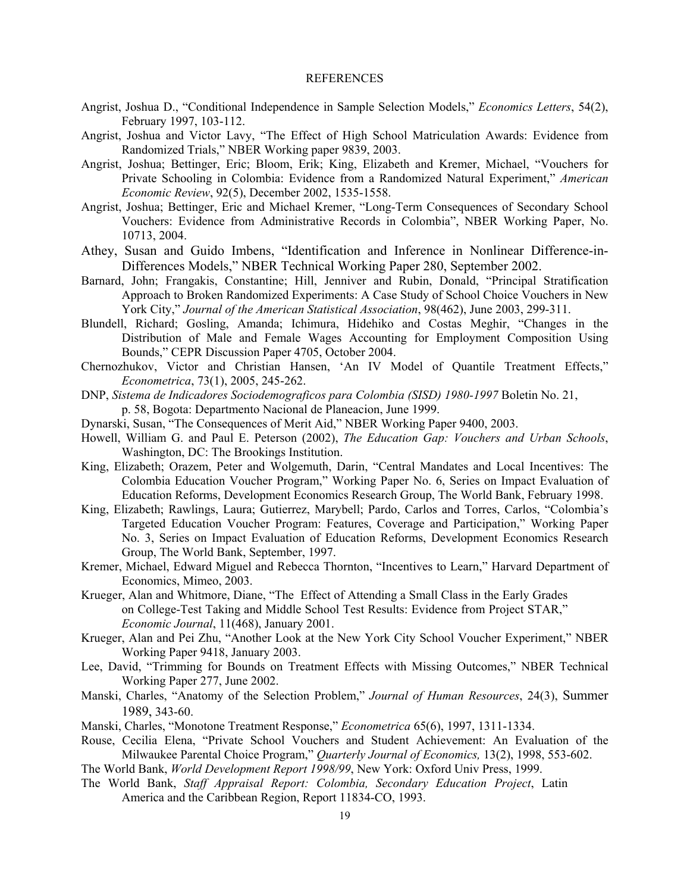# REFERENCES

Angrist, Joshua D., "Conditional Independence in Sample Selection Models," *Economics Letters*, 54(2), February 1997, 103-112.

Angrist, Joshua and Victor Lavy, "The Effect of High School Matriculation Awards: Evidence from Randomized Trials," NBER Working paper 9839, 2003.

Angrist, Joshua; Bettinger, Eric; Bloom, Erik; King, Elizabeth and Kremer, Michael, "Vouchers for Private Schooling in Colombia: Evidence from a Randomized Natural Experiment," *American Economic Review*, 92(5), December 2002, 1535-1558.

Angrist, Joshua; Bettinger, Eric and Michael Kremer, "Long-Term Consequences of Secondary School Vouchers: Evidence from Administrative Records in Colombia", NBER Working Paper, No. 10713, 2004.

Athey, Susan and Guido Imbens, "Identification and Inference in Nonlinear Difference-in-Differences Models," NBER Technical Working Paper 280, September 2002.

Barnard, John; Frangakis, Constantine; Hill, Jenniver and Rubin, Donald, "Principal Stratification Approach to Broken Randomized Experiments: A Case Study of School Choice Vouchers in New York City," *Journal of the American Statistical Association*, 98(462), June 2003, 299-311.

Blundell, Richard; Gosling, Amanda; Ichimura, Hidehiko and Costas Meghir, "Changes in the Distribution of Male and Female Wages Accounting for Employment Composition Using Bounds," CEPR Discussion Paper 4705, October 2004.

Chernozhukov, Victor and Christian Hansen, 'An IV Model of Quantile Treatment Effects," *Econometrica*, 73(1), 2005, 245-262.

DNP, *Sistema de Indicadores Sociodemograficos para Colombia (SISD) 1980-1997* Boletin No. 21, p. 58, Bogota: Departmento Nacional de Planeacion, June 1999.

Dynarski, Susan, "The Consequences of Merit Aid," NBER Working Paper 9400, 2003.

Howell, William G. and Paul E. Peterson (2002), *The Education Gap: Vouchers and Urban Schools*, Washington, DC: The Brookings Institution.

King, Elizabeth; Orazem, Peter and Wolgemuth, Darin, "Central Mandates and Local Incentives: The Colombia Education Voucher Program," Working Paper No. 6, Series on Impact Evaluation of Education Reforms, Development Economics Research Group, The World Bank, February 1998.

King, Elizabeth; Rawlings, Laura; Gutierrez, Marybell; Pardo, Carlos and Torres, Carlos, "Colombia's Targeted Education Voucher Program: Features, Coverage and Participation," Working Paper No. 3, Series on Impact Evaluation of Education Reforms, Development Economics Research Group, The World Bank, September, 1997.

Kremer, Michael, Edward Miguel and Rebecca Thornton, "Incentives to Learn," Harvard Department of Economics, Mimeo, 2003.

Krueger, Alan and Whitmore, Diane, "The Effect of Attending a Small Class in the Early Grades on College-Test Taking and Middle School Test Results: Evidence from Project STAR," *Economic Journal*, 11(468), January 2001.

Krueger, Alan and Pei Zhu, "Another Look at the New York City School Voucher Experiment," NBER Working Paper 9418, January 2003.

Lee, David, "Trimming for Bounds on Treatment Effects with Missing Outcomes," NBER Technical Working Paper 277, June 2002.

Manski, Charles, "Anatomy of the Selection Problem," *Journal of Human Resources*, 24(3), Summer 1989, 343-60.

Manski, Charles, "Monotone Treatment Response," *Econometrica* 65(6), 1997, 1311-1334.

Rouse, Cecilia Elena, "Private School Vouchers and Student Achievement: An Evaluation of the Milwaukee Parental Choice Program," *Quarterly Journal of Economics,* 13(2), 1998, 553-602.

The World Bank, *World Development Report 1998/99*, New York: Oxford Univ Press, 1999.

The World Bank, *Staff Appraisal Report: Colombia, Secondary Education Project*, Latin America and the Caribbean Region, Report 11834-CO, 1993.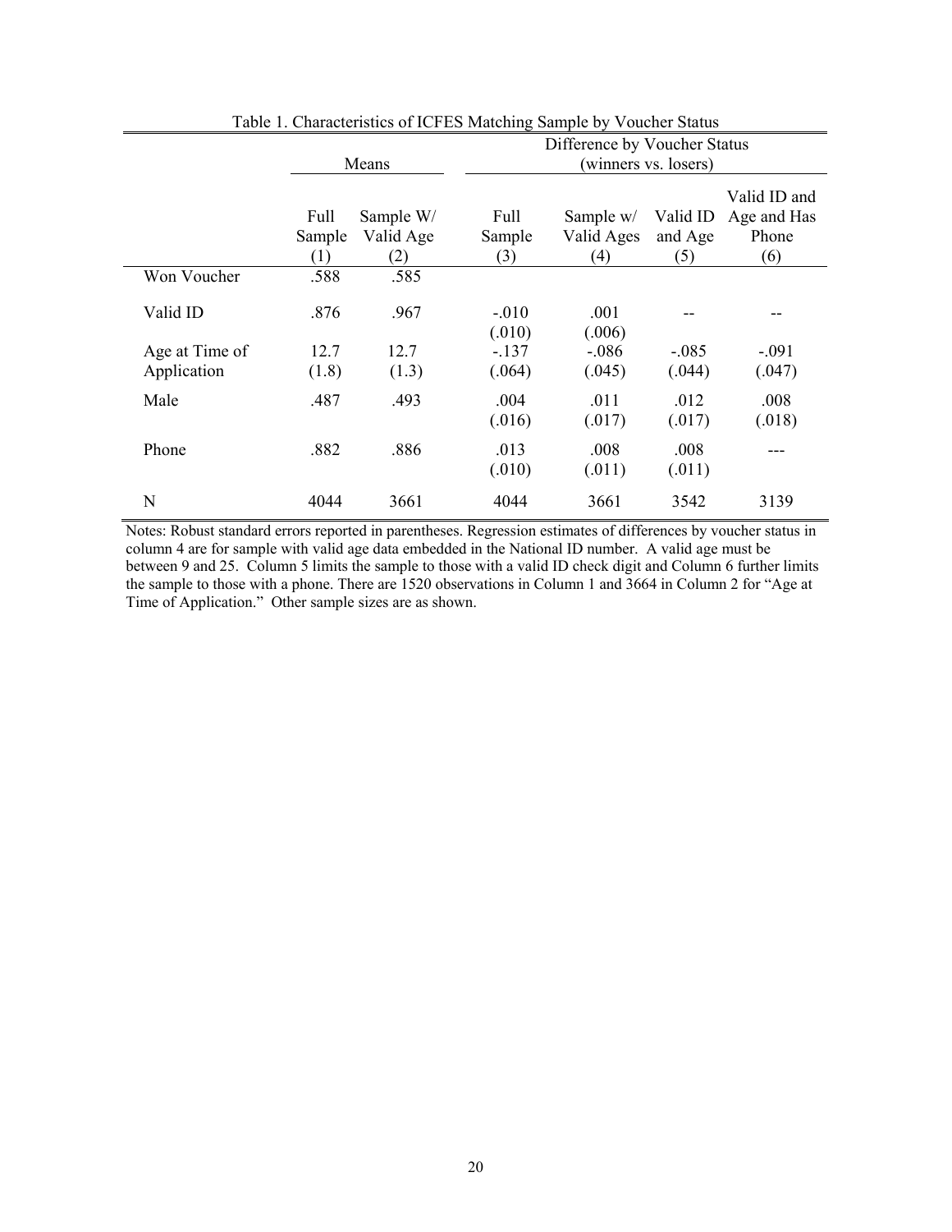Table 1. Characteristics of ICFES Matching Sample by Voucher Status

| | Means | | Difference by Voucher Status (winners vs. losers) | | | |
|---|---|---|---|---|---|---|
| | Full Sample (1) | Sample W/ Valid Age (2) | Full Sample (3) | Sample w/ Valid Ages (4) | Valid ID and Age (5) | Valid ID and Age and Has Phone (6) |
| Won Voucher | .588 | .585 | | | | |
| Valid ID | .876 | .967 | -.010 (.010) | .001 (.006) | -- | -- |
| Age at Time of Application | 12.7 (1.8) | 12.7 (1.3) | -.137 (.064) | -.086 (.045) | -.085 (.044) | -.091 (.047) |
| Male | .487 | .493 | .004 (.016) | .011 (.017) | .012 (.017) | .008 (.018) |
| Phone | .882 | .886 | .013 (.010) | .008 (.011) | .008 (.011) | --- |
| N | 4044 | 3661 | 4044 | 3661 | 3542 | 3139 |

Notes: Robust standard errors reported in parentheses. Regression estimates of differences by voucher status in column 4 are for sample with valid age data embedded in the National ID number. A valid age must be between 9 and 25. Column 5 limits the sample to those with a valid ID check digit and Column 6 further limits the sample to those with a phone. There are 1520 observations in Column 1 and 3664 in Column 2 for "Age at Time of Application." Other sample sizes are as shown.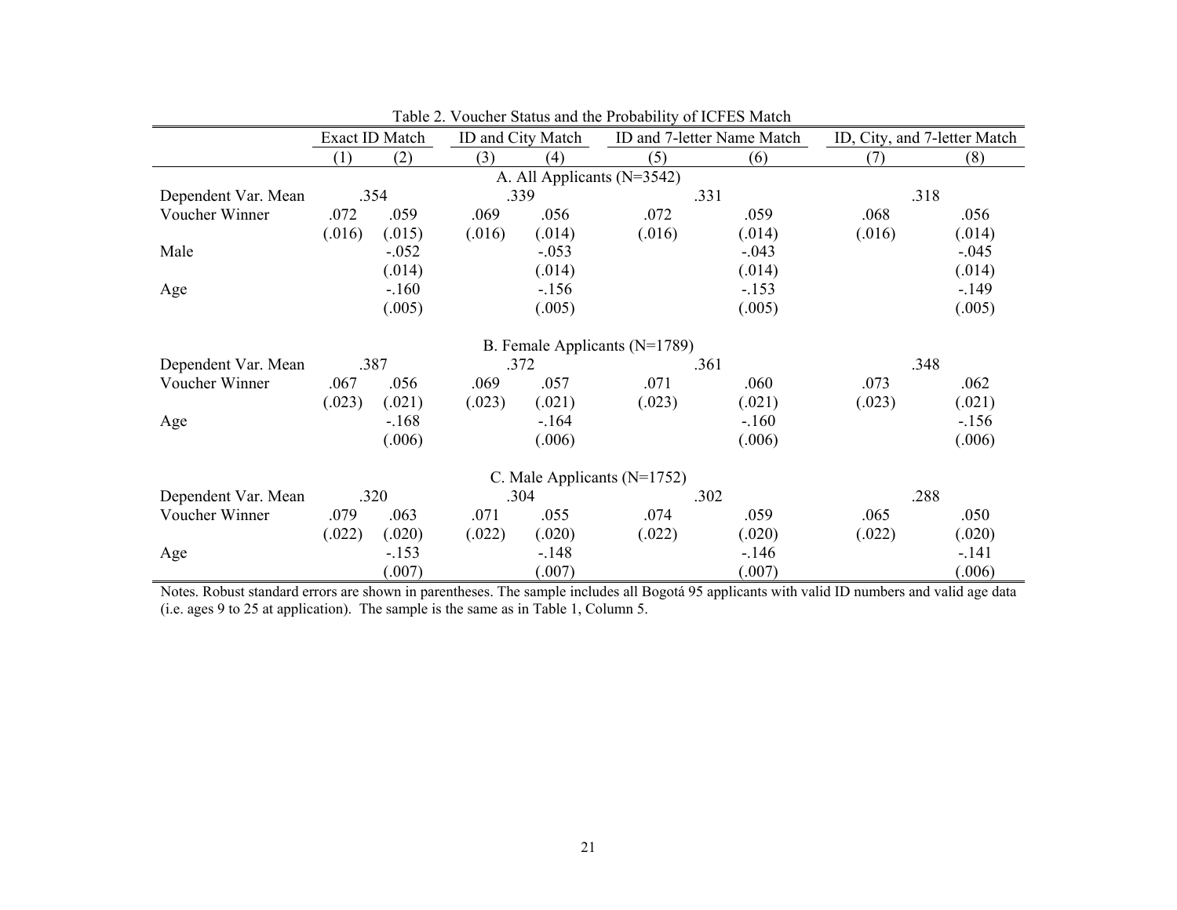Table 2. Voucher Status and the Probability of ICFES Match

| | Exact ID Match | | ID and City Match | | ID and 7-letter Name Match | | ID, City, and 7-letter Match | |
|---|---|---|---|---|---|---|---|---|
| | (1) | (2) | (3) | (4) | (5) | (6) | (7) | (8) |
| **A. All Applicants (N=3542)** | | | | | | | | |
| Dependent Var. Mean | .354 | | .339 | | .331 | | .318 | |
| Voucher Winner | .072 | .059 | .069 | .056 | .072 | .059 | .068 | .056 |
| | (.016) | (.015) | (.016) | (.014) | (.016) | (.014) | (.016) | (.014) |
| Male | | -.052 | | -.053 | | -.043 | | -.045 |
| | | (.014) | | (.014) | | (.014) | | (.014) |
| Age | | -.160 | | -.156 | | -.153 | | -.149 |
| | | (.005) | | (.005) | | (.005) | | (.005) |
| **B. Female Applicants (N=1789)** | | | | | | | | |
| Dependent Var. Mean | .387 | | .372 | | .361 | | .348 | |
| Voucher Winner | .067 | .056 | .069 | .057 | .071 | .060 | .073 | .062 |
| | (.023) | (.021) | (.023) | (.021) | (.023) | (.021) | (.023) | (.021) |
| Age | | -.168 | | -.164 | | -.160 | | -.156 |
| | | (.006) | | (.006) | | (.006) | | (.006) |
| **C. Male Applicants (N=1752)** | | | | | | | | |
| Dependent Var. Mean | .320 | | .304 | | .302 | | .288 | |
| Voucher Winner | .079 | .063 | .071 | .055 | .074 | .059 | .065 | .050 |
| | (.022) | (.020) | (.022) | (.020) | (.022) | (.020) | (.022) | (.020) |
| Age | | -.153 | | -.148 | | -.146 | | -.141 |
| | | (.007) | | (.007) | | (.007) | | (.006) |

Notes. Robust standard errors are shown in parentheses. The sample includes all Bogotá 95 applicants with valid ID numbers and valid age data (i.e. ages 9 to 25 at application). The sample is the same as in Table 1, Column 5.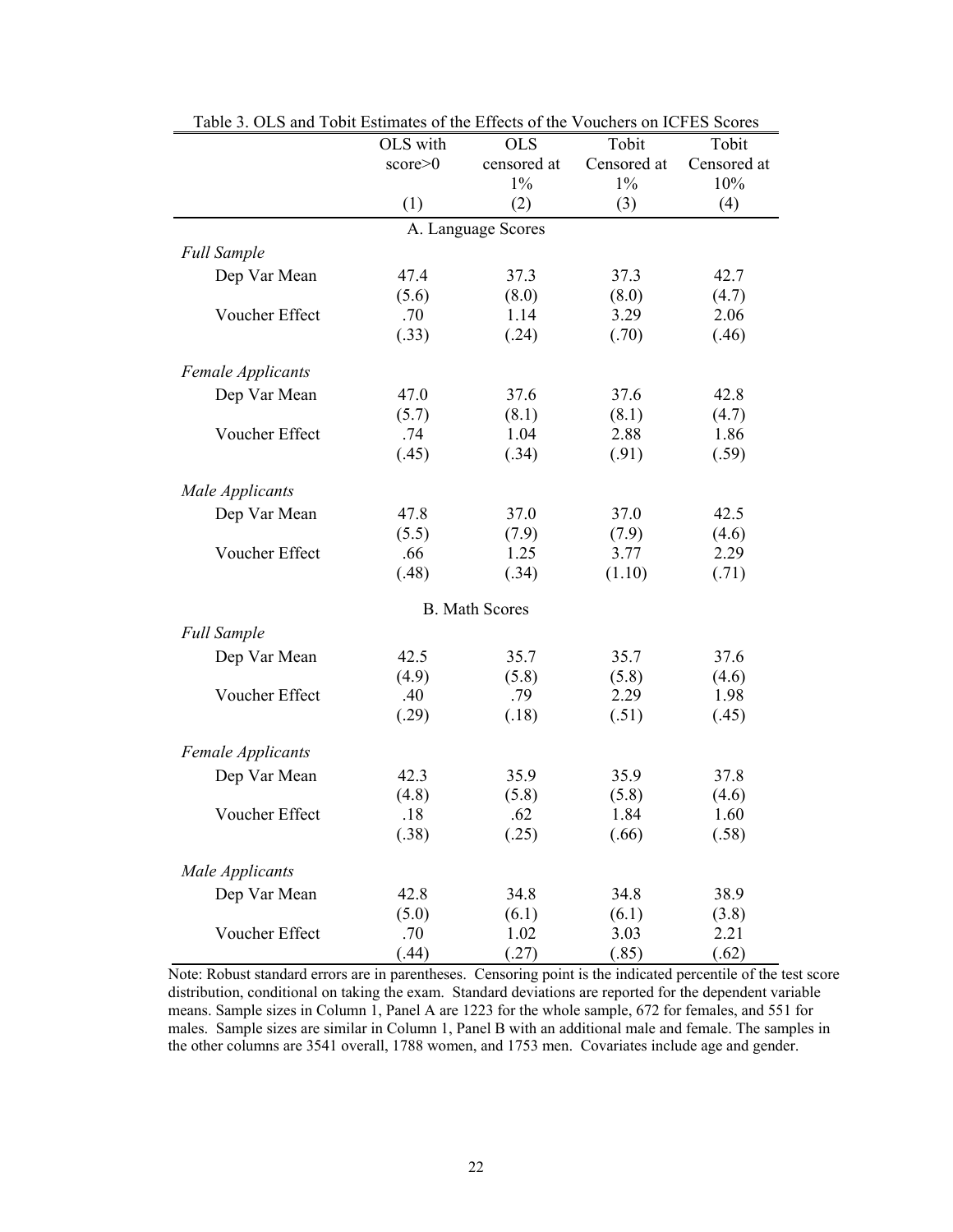Table 3. OLS and Tobit Estimates of the Effects of the Vouchers on ICFES Scores

| | OLS with score>0 | OLS censored at 1% | Tobit Censored at 1% | Tobit Censored at 10% |
|---|---|---|---|---|
| | (1) | (2) | (3) | (4) |
| **A. Language Scores** | | | | |
| *Full Sample* | | | | |
| Dep Var Mean | 47.4 | 37.3 | 37.3 | 42.7 |
| | (5.6) | (8.0) | (8.0) | (4.7) |
| Voucher Effect | .70 | 1.14 | 3.29 | 2.06 |
| | (.33) | (.24) | (.70) | (.46) |
| *Female Applicants* | | | | |
| Dep Var Mean | 47.0 | 37.6 | 37.6 | 42.8 |
| | (5.7) | (8.1) | (8.1) | (4.7) |
| Voucher Effect | .74 | 1.04 | 2.88 | 1.86 |
| | (.45) | (.34) | (.91) | (.59) |
| *Male Applicants* | | | | |
| Dep Var Mean | 47.8 | 37.0 | 37.0 | 42.5 |
| | (5.5) | (7.9) | (7.9) | (4.6) |
| Voucher Effect | .66 | 1.25 | 3.77 | 2.29 |
| | (.48) | (.34) | (1.10) | (.71) |
| **B. Math Scores** | | | | |
| *Full Sample* | | | | |
| Dep Var Mean | 42.5 | 35.7 | 35.7 | 37.6 |
| | (4.9) | (5.8) | (5.8) | (4.6) |
| Voucher Effect | .40 | .79 | 2.29 | 1.98 |
| | (.29) | (.18) | (.51) | (.45) |
| *Female Applicants* | | | | |
| Dep Var Mean | 42.3 | 35.9 | 35.9 | 37.8 |
| | (4.8) | (5.8) | (5.8) | (4.6) |
| Voucher Effect | .18 | .62 | 1.84 | 1.60 |
| | (.38) | (.25) | (.66) | (.58) |
| *Male Applicants* | | | | |
| Dep Var Mean | 42.8 | 34.8 | 34.8 | 38.9 |
| | (5.0) | (6.1) | (6.1) | (3.8) |
| Voucher Effect | .70 | 1.02 | 3.03 | 2.21 |
| | (.44) | (.27) | (.85) | (.62) |

Note: Robust standard errors are in parentheses. Censoring point is the indicated percentile of the test score distribution, conditional on taking the exam. Standard deviations are reported for the dependent variable means. Sample sizes in Column 1, Panel A are 1223 for the whole sample, 672 for females, and 551 for males. Sample sizes are similar in Column 1, Panel B with an additional male and female. The samples in the other columns are 3541 overall, 1788 women, and 1753 men. Covariates include age and gender.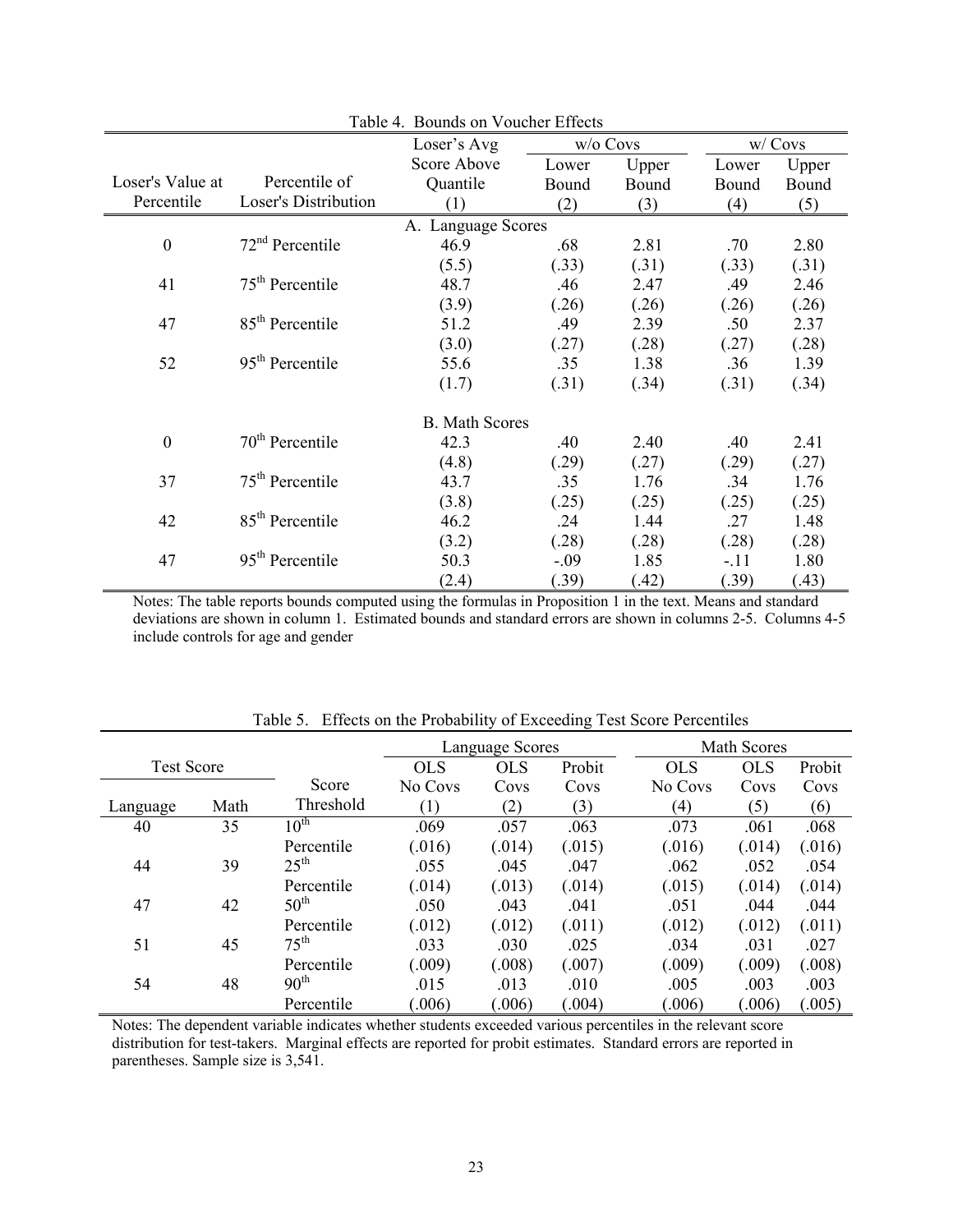Table 4. Bounds on Voucher Effects

| Loser's Value at Percentile | Percentile of Loser's Distribution | Loser's Avg Score Above Quantile (1) | w/o Covs Lower Bound (2) | w/o Covs Upper Bound (3) | w/ Covs Lower Bound (4) | w/ Covs Upper Bound (5) |
|---|---|---|---|---|---|---|
| | | A. Language Scores | | | | |
| 0 | 72nd Percentile | 46.9 | .68 | 2.81 | .70 | 2.80 |
| | | (5.5) | (.33) | (.31) | (.33) | (.31) |
| 41 | 75th Percentile | 48.7 | .46 | 2.47 | .49 | 2.46 |
| | | (3.9) | (.26) | (.26) | (.26) | (.26) |
| 47 | 85th Percentile | 51.2 | .49 | 2.39 | .50 | 2.37 |
| | | (3.0) | (.27) | (.28) | (.27) | (.28) |
| 52 | 95th Percentile | 55.6 | .35 | 1.38 | .36 | 1.39 |
| | | (1.7) | (.31) | (.34) | (.31) | (.34) |
| | | B. Math Scores | | | | |
| 0 | 70th Percentile | 42.3 | .40 | 2.40 | .40 | 2.41 |
| | | (4.8) | (.29) | (.27) | (.29) | (.27) |
| 37 | 75th Percentile | 43.7 | .35 | 1.76 | .34 | 1.76 |
| | | (3.8) | (.25) | (.25) | (.25) | (.25) |
| 42 | 85th Percentile | 46.2 | .24 | 1.44 | .27 | 1.48 |
| | | (3.2) | (.28) | (.28) | (.28) | (.28) |
| 47 | 95th Percentile | 50.3 | -.09 | 1.85 | -.11 | 1.80 |
| | | (2.4) | (.39) | (.42) | (.39) | (.43) |

Notes: The table reports bounds computed using the formulas in Proposition 1 in the text. Means and standard deviations are shown in column 1. Estimated bounds and standard errors are shown in columns 2-5. Columns 4-5 include controls for age and gender

Table 5. Effects on the Probability of Exceeding Test Score Percentiles

| Test Score: Language | Test Score: Math | Score Threshold | Language Scores: OLS No Covs (1) | Language Scores: OLS Covs (2) | Language Scores: Probit Covs (3) | Math Scores: OLS No Covs (4) | Math Scores: OLS Covs (5) | Math Scores: Probit Covs (6) |
|---|---|---|---|---|---|---|---|---|
| 40 | 35 | 10th Percentile | .069 | .057 | .063 | .073 | .061 | .068 |
| | | | (.016) | (.014) | (.015) | (.016) | (.014) | (.016) |
| 44 | 39 | 25th Percentile | .055 | .045 | .047 | .062 | .052 | .054 |
| | | | (.014) | (.013) | (.014) | (.015) | (.014) | (.014) |
| 47 | 42 | 50th Percentile | .050 | .043 | .041 | .051 | .044 | .044 |
| | | | (.012) | (.012) | (.011) | (.012) | (.012) | (.011) |
| 51 | 45 | 75th Percentile | .033 | .030 | .025 | .034 | .031 | .027 |
| | | | (.009) | (.008) | (.007) | (.009) | (.009) | (.008) |
| 54 | 48 | 90th Percentile | .015 | .013 | .010 | .005 | .003 | .003 |
| | | | (.006) | (.006) | (.004) | (.006) | (.006) | (.005) |

Notes: The dependent variable indicates whether students exceeded various percentiles in the relevant score distribution for test-takers. Marginal effects are reported for probit estimates. Standard errors are reported in parentheses. Sample size is 3,541.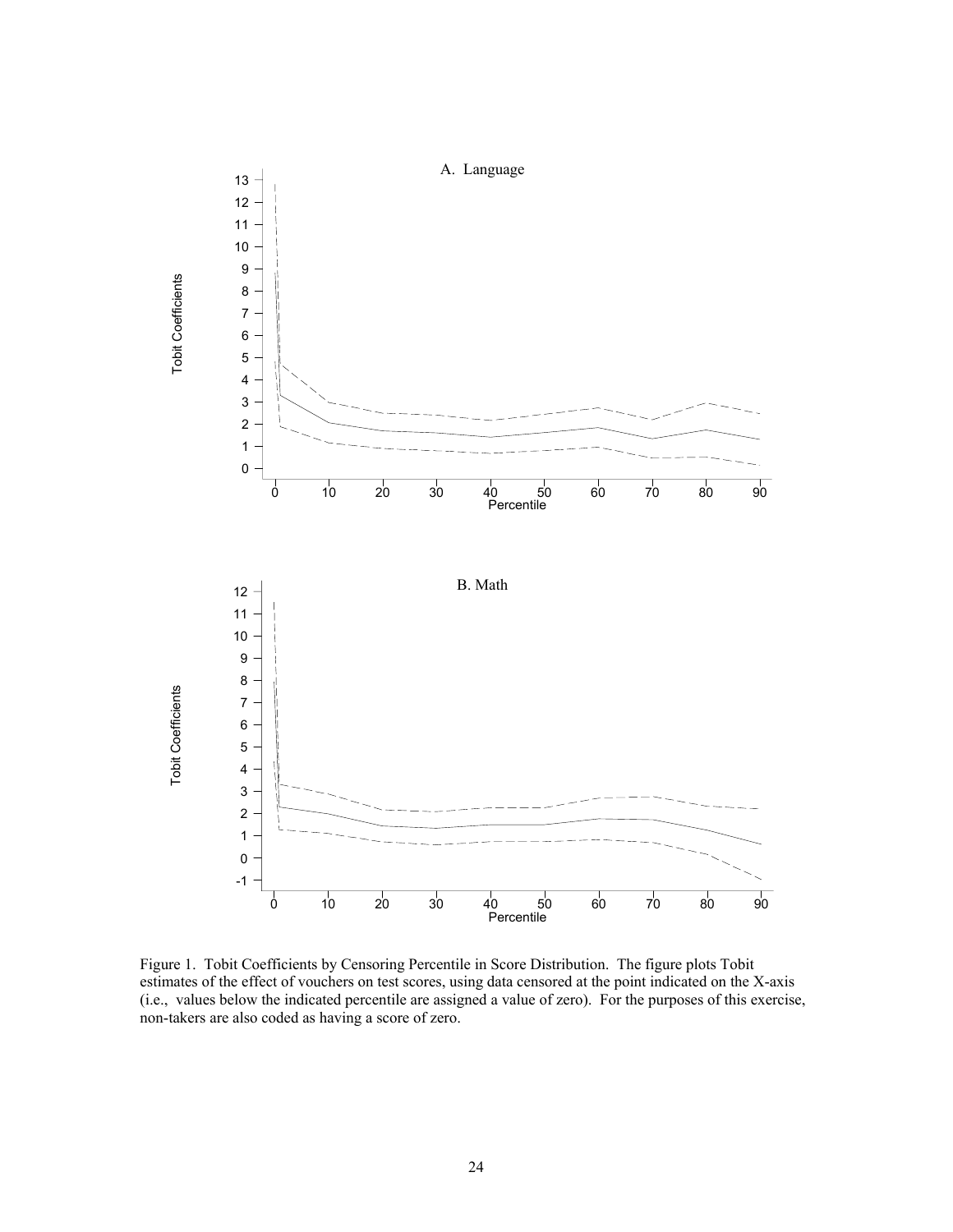Figure 1. Tobit Coefficients by Censoring Percentile in Score Distribution. The figure plots Tobit estimates of the effect of vouchers on test scores, using data censored at the point indicated on the X-axis (i.e., values below the indicated percentile are assigned a value of zero). For the purposes of this exercise, non-takers are also coded as having a score of zero.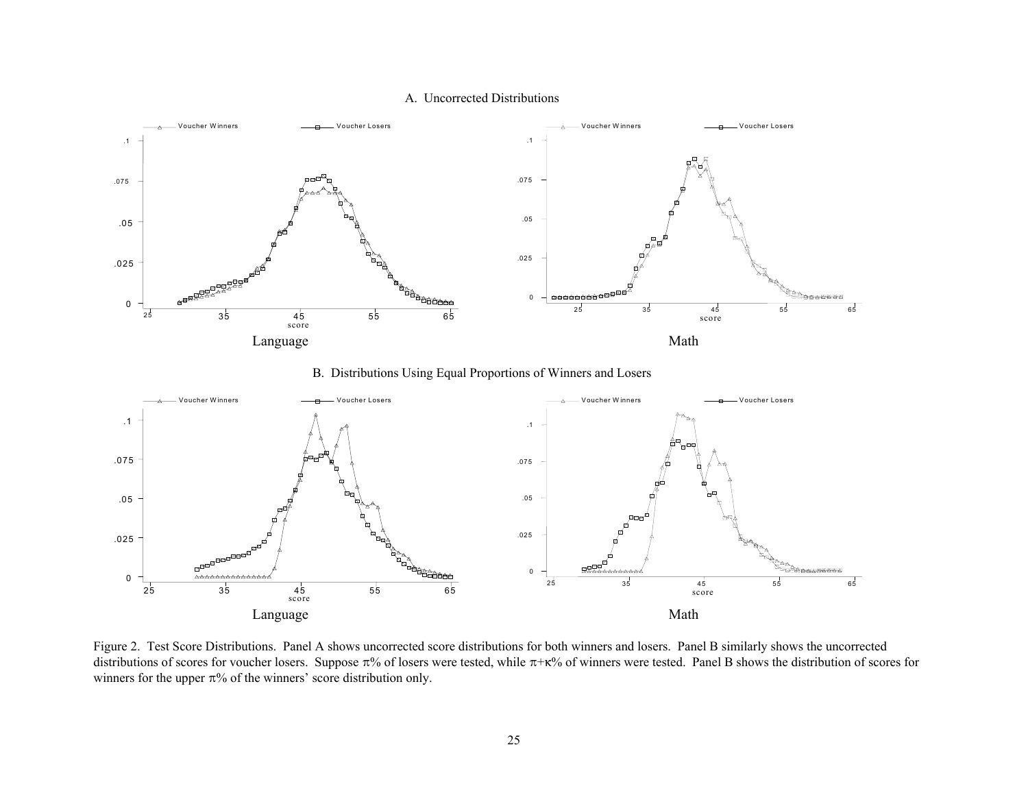A. Uncorrected Distributions

Voucher Winners
Voucher Losers

.1
.075
.05
.025
0

25 35 45 55 65
score

Language

Voucher Winners
Voucher Losers

.1
.075
.05
.025
0

25 35 45 55 65
score

Math

B. Distributions Using Equal Proportions of Winners and Losers

Voucher Winners
Voucher Losers

.1
.075
.05
.025
0

25 35 45 55 65
score

Language

Voucher Winners
Voucher Losers

.1
.075
.05
.025
0

25 35 45 55 65
score

Math

Figure 2. Test Score Distributions. Panel A shows uncorrected score distributions for both winners and losers. Panel B similarly shows the uncorrected distributions of scores for voucher losers. Suppose $\pi$% of losers were tested, while $\pi+\kappa$% of winners were tested. Panel B shows the distribution of scores for winners for the upper $\pi$% of the winners' score distribution only.